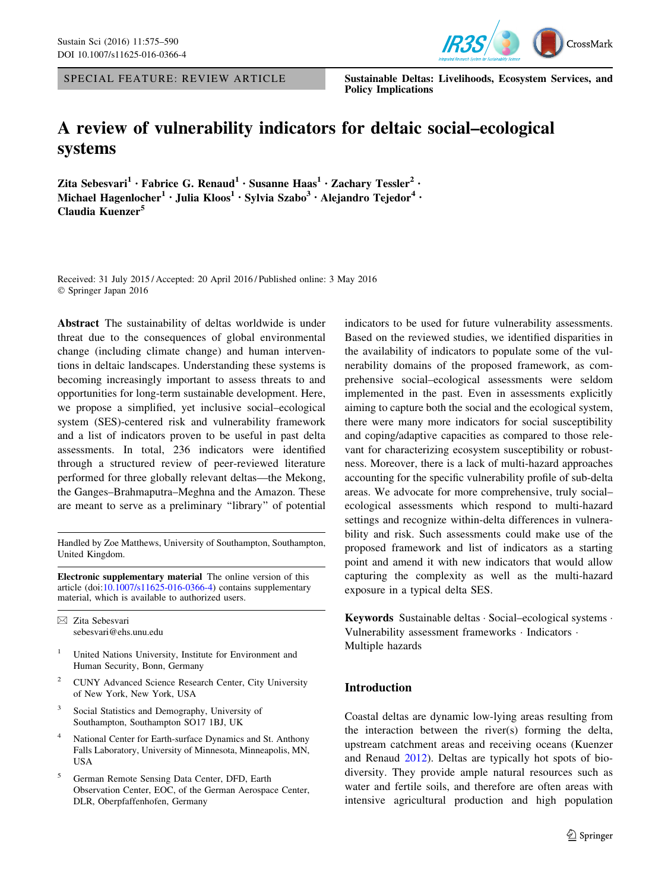SPECIAL FEATURE: REVIEW ARTICLE

Sustainable Deltas: Livelihoods, Ecosystem Services, and Policy Implications

# A review of vulnerability indicators for deltaic social–ecological systems

**Zita Sebesvari[1] · Fabrice G. Renaud[1] · Susanne Haas[1] · Zachary Tessler[2] · Michael Hagenlocher[1] · Julia Kloos[1] · Sylvia Szabo[3] · Alejandro Tejedor[4] · Claudia Kuenzer[5]**

Received: 31 July 2015 / Accepted: 20 April 2016 / Published online: 3 May 2016
© Springer Japan 2016

**Abstract** The sustainability of deltas worldwide is under threat due to the consequences of global environmental change (including climate change) and human interventions in deltaic landscapes. Understanding these systems is becoming increasingly important to assess threats to and opportunities for long-term sustainable development. Here, we propose a simplified, yet inclusive social–ecological system (SES)-centered risk and vulnerability framework and a list of indicators proven to be useful in past delta assessments. In total, 236 indicators were identified through a structured review of peer-reviewed literature performed for three globally relevant deltas—the Mekong, the Ganges–Brahmaputra–Meghna and the Amazon. These are meant to serve as a preliminary "library" of potential indicators to be used for future vulnerability assessments. Based on the reviewed studies, we identified disparities in the availability of indicators to populate some of the vulnerability domains of the proposed framework, as comprehensive social–ecological assessments were seldom implemented in the past. Even in assessments explicitly aiming to capture both the social and the ecological system, there were many more indicators for social susceptibility and coping/adaptive capacities as compared to those relevant for characterizing ecosystem susceptibility or robustness. Moreover, there is a lack of multi-hazard approaches accounting for the specific vulnerability profile of sub-delta areas. We advocate for more comprehensive, truly social–ecological assessments which respond to multi-hazard settings and recognize within-delta differences in vulnerability and risk. Such assessments could make use of the proposed framework and list of indicators as a starting point and amend it with new indicators that would allow capturing the complexity as well as the multi-hazard exposure in a typical delta SES.

**Keywords** Sustainable deltas · Social–ecological systems · Vulnerability assessment frameworks · Indicators · Multiple hazards

Handled by Zoe Matthews, University of Southampton, Southampton, United Kingdom.

**Electronic supplementary material** The online version of this article (doi:10.1007/s11625-016-0366-4) contains supplementary material, which is available to authorized users.

✉ Zita Sebesvari
sebesvari@ehs.unu.edu

[1] United Nations University, Institute for Environment and Human Security, Bonn, Germany

[2] CUNY Advanced Science Research Center, City University of New York, New York, USA

[3] Social Statistics and Demography, University of Southampton, Southampton SO17 1BJ, UK

[4] National Center for Earth-surface Dynamics and St. Anthony Falls Laboratory, University of Minnesota, Minneapolis, MN, USA

[5] German Remote Sensing Data Center, DFD, Earth Observation Center, EOC, of the German Aerospace Center, DLR, Oberpfaffenhofen, Germany

## Introduction

Coastal deltas are dynamic low-lying areas resulting from the interaction between the river(s) forming the delta, upstream catchment areas and receiving oceans (Kuenzer and Renaud 2012). Deltas are typically hot spots of biodiversity. They provide ample natural resources such as water and fertile soils, and therefore are often areas with intensive agricultural production and high population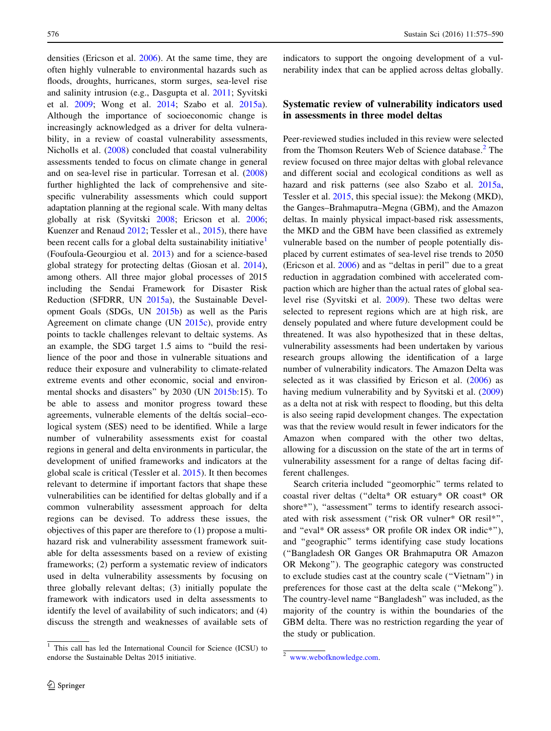densities (Ericson et al. 2006). At the same time, they are often highly vulnerable to environmental hazards such as floods, droughts, hurricanes, storm surges, sea-level rise and salinity intrusion (e.g., Dasgupta et al. 2011; Syvitski et al. 2009; Wong et al. 2014; Szabo et al. 2015a). Although the importance of socioeconomic change is increasingly acknowledged as a driver for delta vulnerability, in a review of coastal vulnerability assessments, Nicholls et al. (2008) concluded that coastal vulnerability assessments tended to focus on climate change in general and on sea-level rise in particular. Torresan et al. (2008) further highlighted the lack of comprehensive and site-specific vulnerability assessments which could support adaptation planning at the regional scale. With many deltas globally at risk (Syvitski 2008; Ericson et al. 2006; Kuenzer and Renaud 2012; Tessler et al., 2015), there have been recent calls for a global delta sustainability initiative[1] (Foufoula-Georgiou et al. 2013) and for a science-based global strategy for protecting deltas (Giosan et al. 2014), among others. All three major global processes of 2015 including the Sendai Framework for Disaster Risk Reduction (SFDRR, UN 2015a), the Sustainable Development Goals (SDGs, UN 2015b) as well as the Paris Agreement on climate change (UN 2015c), provide entry points to tackle challenges relevant to deltaic systems. As an example, the SDG target 1.5 aims to "build the resilience of the poor and those in vulnerable situations and reduce their exposure and vulnerability to climate-related extreme events and other economic, social and environmental shocks and disasters" by 2030 (UN 2015b:15). To be able to assess and monitor progress toward these agreements, vulnerable elements of the deltás social–ecological system (SES) need to be identified. While a large number of vulnerability assessments exist for coastal regions in general and delta environments in particular, the development of unified frameworks and indicators at the global scale is critical (Tessler et al. 2015). It then becomes relevant to determine if important factors that shape these vulnerabilities can be identified for deltas globally and if a common vulnerability assessment approach for delta regions can be devised. To address these issues, the objectives of this paper are therefore to (1) propose a multi-hazard risk and vulnerability assessment framework suitable for delta assessments based on a review of existing frameworks; (2) perform a systematic review of indicators used in delta vulnerability assessments by focusing on three globally relevant deltas; (3) initially populate the framework with indicators used in delta assessments to identify the level of availability of such indicators; and (4) discuss the strength and weaknesses of available sets of indicators to support the ongoing development of a vulnerability index that can be applied across deltas globally.

## Systematic review of vulnerability indicators used in assessments in three model deltas

Peer-reviewed studies included in this review were selected from the Thomson Reuters Web of Science database.[2] The review focused on three major deltas with global relevance and different social and ecological conditions as well as hazard and risk patterns (see also Szabo et al. 2015a, Tessler et al. 2015, this special issue): the Mekong (MKD), the Ganges–Brahmaputra–Megna (GBM), and the Amazon deltas. In mainly physical impact-based risk assessments, the MKD and the GBM have been classified as extremely vulnerable based on the number of people potentially displaced by current estimates of sea-level rise trends to 2050 (Ericson et al. 2006) and as "deltas in peril" due to a great reduction in aggradation combined with accelerated compaction which are higher than the actual rates of global sea-level rise (Syvitski et al. 2009). These two deltas were selected to represent regions which are at high risk, are densely populated and where future development could be threatened. It was also hypothesized that in these deltas, vulnerability assessments had been undertaken by various research groups allowing the identification of a large number of vulnerability indicators. The Amazon Delta was selected as it was classified by Ericson et al. (2006) as having medium vulnerability and by Syvitski et al. (2009) as a delta not at risk with respect to flooding, but this delta is also seeing rapid development changes. The expectation was that the review would result in fewer indicators for the Amazon when compared with the other two deltas, allowing for a discussion on the state of the art in terms of vulnerability assessment for a range of deltas facing different challenges.

Search criteria included "geomorphic" terms related to coastal river deltas ("delta* OR estuary* OR coast* OR shore*"), "assessment" terms to identify research associated with risk assessment ("risk OR vulner* OR resil*", and "eval* OR assess* OR profile OR index OR indic*"), and "geographic" terms identifying case study locations ("Bangladesh OR Ganges OR Brahmaputra OR Amazon OR Mekong"). The geographic category was constructed to exclude studies cast at the country scale ("Vietnam") in preferences for those cast at the delta scale ("Mekong"). The country-level name "Bangladesh" was included, as the majority of the country is within the boundaries of the GBM delta. There was no restriction regarding the year of the study or publication.

[1] This call has led the International Council for Science (ICSU) to endorse the Sustainable Deltas 2015 initiative.

[2] www.webofknowledge.com.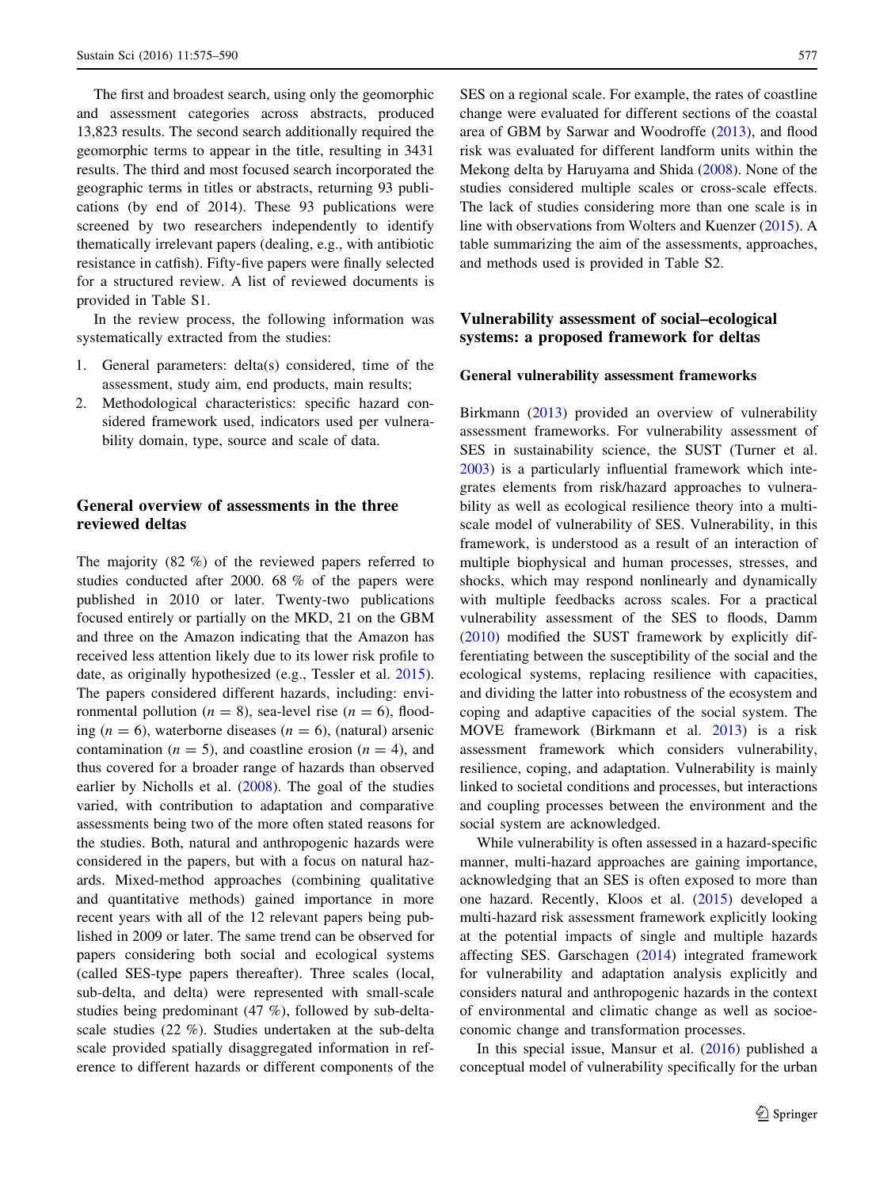The first and broadest search, using only the geomorphic and assessment categories across abstracts, produced 13,823 results. The second search additionally required the geomorphic terms to appear in the title, resulting in 3431 results. The third and most focused search incorporated the geographic terms in titles or abstracts, returning 93 publications (by end of 2014). These 93 publications were screened by two researchers independently to identify thematically irrelevant papers (dealing, e.g., with antibiotic resistance in catfish). Fifty-five papers were finally selected for a structured review. A list of reviewed documents is provided in Table S1.

In the review process, the following information was systematically extracted from the studies:

1. General parameters: delta(s) considered, time of the assessment, study aim, end products, main results;
2. Methodological characteristics: specific hazard considered framework used, indicators used per vulnerability domain, type, source and scale of data.

## General overview of assessments in the three reviewed deltas

The majority (82 %) of the reviewed papers referred to studies conducted after 2000. 68 % of the papers were published in 2010 or later. Twenty-two publications focused entirely or partially on the MKD, 21 on the GBM and three on the Amazon indicating that the Amazon has received less attention likely due to its lower risk profile to date, as originally hypothesized (e.g., Tessler et al. 2015). The papers considered different hazards, including: environmental pollution ($n = 8$), sea-level rise ($n = 6$), flooding ($n = 6$), waterborne diseases ($n = 6$), (natural) arsenic contamination ($n = 5$), and coastline erosion ($n = 4$), and thus covered for a broader range of hazards than observed earlier by Nicholls et al. (2008). The goal of the studies varied, with contribution to adaptation and comparative assessments being two of the more often stated reasons for the studies. Both, natural and anthropogenic hazards were considered in the papers, but with a focus on natural hazards. Mixed-method approaches (combining qualitative and quantitative methods) gained importance in more recent years with all of the 12 relevant papers being published in 2009 or later. The same trend can be observed for papers considering both social and ecological systems (called SES-type papers thereafter). Three scales (local, sub-delta, and delta) were represented with small-scale studies being predominant (47 %), followed by sub-delta-scale studies (22 %). Studies undertaken at the sub-delta scale provided spatially disaggregated information in reference to different hazards or different components of the SES on a regional scale. For example, the rates of coastline change were evaluated for different sections of the coastal area of GBM by Sarwar and Woodroffe (2013), and flood risk was evaluated for different landform units within the Mekong delta by Haruyama and Shida (2008). None of the studies considered multiple scales or cross-scale effects. The lack of studies considering more than one scale is in line with observations from Wolters and Kuenzer (2015). A table summarizing the aim of the assessments, approaches, and methods used is provided in Table S2.

## Vulnerability assessment of social–ecological systems: a proposed framework for deltas

### General vulnerability assessment frameworks

Birkmann (2013) provided an overview of vulnerability assessment frameworks. For vulnerability assessment of SES in sustainability science, the SUST (Turner et al. 2003) is a particularly influential framework which integrates elements from risk/hazard approaches to vulnerability as well as ecological resilience theory into a multi-scale model of vulnerability of SES. Vulnerability, in this framework, is understood as a result of an interaction of multiple biophysical and human processes, stresses, and shocks, which may respond nonlinearly and dynamically with multiple feedbacks across scales. For a practical vulnerability assessment of the SES to floods, Damm (2010) modified the SUST framework by explicitly differentiating between the susceptibility of the social and the ecological systems, replacing resilience with capacities, and dividing the latter into robustness of the ecosystem and coping and adaptive capacities of the social system. The MOVE framework (Birkmann et al. 2013) is a risk assessment framework which considers vulnerability, resilience, coping, and adaptation. Vulnerability is mainly linked to societal conditions and processes, but interactions and coupling processes between the environment and the social system are acknowledged.

While vulnerability is often assessed in a hazard-specific manner, multi-hazard approaches are gaining importance, acknowledging that an SES is often exposed to more than one hazard. Recently, Kloos et al. (2015) developed a multi-hazard risk assessment framework explicitly looking at the potential impacts of single and multiple hazards affecting SES. Garschagen (2014) integrated framework for vulnerability and adaptation analysis explicitly and considers natural and anthropogenic hazards in the context of environmental and climatic change as well as socioeconomic change and transformation processes.

In this special issue, Mansur et al. (2016) published a conceptual model of vulnerability specifically for the urban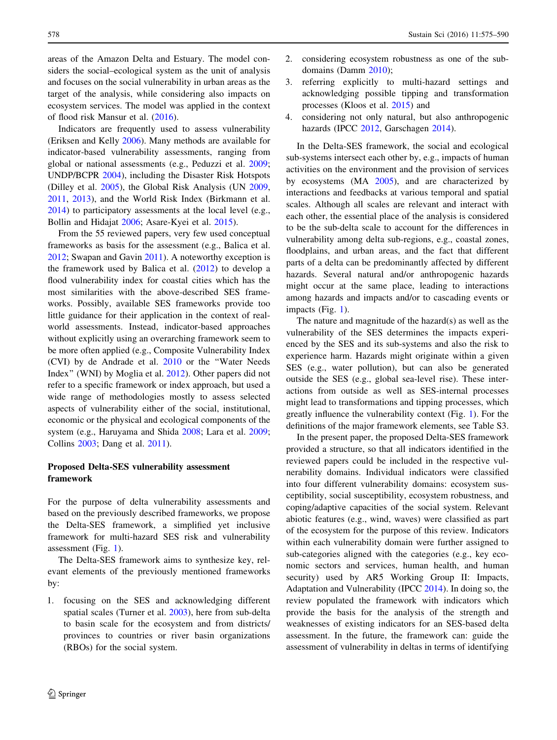areas of the Amazon Delta and Estuary. The model considers the social–ecological system as the unit of analysis and focuses on the social vulnerability in urban areas as the target of the analysis, while considering also impacts on ecosystem services. The model was applied in the context of flood risk Mansur et al. (2016).

Indicators are frequently used to assess vulnerability (Eriksen and Kelly 2006). Many methods are available for indicator-based vulnerability assessments, ranging from global or national assessments (e.g., Peduzzi et al. 2009; UNDP/BCPR 2004), including the Disaster Risk Hotspots (Dilley et al. 2005), the Global Risk Analysis (UN 2009, 2011, 2013), and the World Risk Index (Birkmann et al. 2014) to participatory assessments at the local level (e.g., Bollin and Hidajat 2006; Asare-Kyei et al. 2015).

From the 55 reviewed papers, very few used conceptual frameworks as basis for the assessment (e.g., Balica et al. 2012; Swapan and Gavin 2011). A noteworthy exception is the framework used by Balica et al. (2012) to develop a flood vulnerability index for coastal cities which has the most similarities with the above-described SES frameworks. Possibly, available SES frameworks provide too little guidance for their application in the context of real-world assessments. Instead, indicator-based approaches without explicitly using an overarching framework seem to be more often applied (e.g., Composite Vulnerability Index (CVI) by de Andrade et al. 2010 or the "Water Needs Index" (WNI) by Moglia et al. 2012). Other papers did not refer to a specific framework or index approach, but used a wide range of methodologies mostly to assess selected aspects of vulnerability either of the social, institutional, economic or the physical and ecological components of the system (e.g., Haruyama and Shida 2008; Lara et al. 2009; Collins 2003; Dang et al. 2011).

## Proposed Delta-SES vulnerability assessment framework

For the purpose of delta vulnerability assessments and based on the previously described frameworks, we propose the Delta-SES framework, a simplified yet inclusive framework for multi-hazard SES risk and vulnerability assessment (Fig. 1).

The Delta-SES framework aims to synthesize key, relevant elements of the previously mentioned frameworks by:

1. focusing on the SES and acknowledging different spatial scales (Turner et al. 2003), here from sub-delta to basin scale for the ecosystem and from districts/provinces to countries or river basin organizations (RBOs) for the social system.
2. considering ecosystem robustness as one of the sub-domains (Damm 2010);
3. referring explicitly to multi-hazard settings and acknowledging possible tipping and transformation processes (Kloos et al. 2015) and
4. considering not only natural, but also anthropogenic hazards (IPCC 2012, Garschagen 2014).

In the Delta-SES framework, the social and ecological sub-systems intersect each other by, e.g., impacts of human activities on the environment and the provision of services by ecosystems (MA 2005), and are characterized by interactions and feedbacks at various temporal and spatial scales. Although all scales are relevant and interact with each other, the essential place of the analysis is considered to be the sub-delta scale to account for the differences in vulnerability among delta sub-regions, e.g., coastal zones, floodplains, and urban areas, and the fact that different parts of a delta can be predominantly affected by different hazards. Several natural and/or anthropogenic hazards might occur at the same place, leading to interactions among hazards and impacts and/or to cascading events or impacts (Fig. 1).

The nature and magnitude of the hazard(s) as well as the vulnerability of the SES determines the impacts experienced by the SES and its sub-systems and also the risk to experience harm. Hazards might originate within a given SES (e.g., water pollution), but can also be generated outside the SES (e.g., global sea-level rise). These interactions from outside as well as SES-internal processes might lead to transformations and tipping processes, which greatly influence the vulnerability context (Fig. 1). For the definitions of the major framework elements, see Table S3.

In the present paper, the proposed Delta-SES framework provided a structure, so that all indicators identified in the reviewed papers could be included in the respective vulnerability domains. Individual indicators were classified into four different vulnerability domains: ecosystem susceptibility, social susceptibility, ecosystem robustness, and coping/adaptive capacities of the social system. Relevant abiotic features (e.g., wind, waves) were classified as part of the ecosystem for the purpose of this review. Indicators within each vulnerability domain were further assigned to sub-categories aligned with the categories (e.g., key economic sectors and services, human health, and human security) used by AR5 Working Group II: Impacts, Adaptation and Vulnerability (IPCC 2014). In doing so, the review populated the framework with indicators which provide the basis for the analysis of the strength and weaknesses of existing indicators for an SES-based delta assessment. In the future, the framework can: guide the assessment of vulnerability in deltas in terms of identifying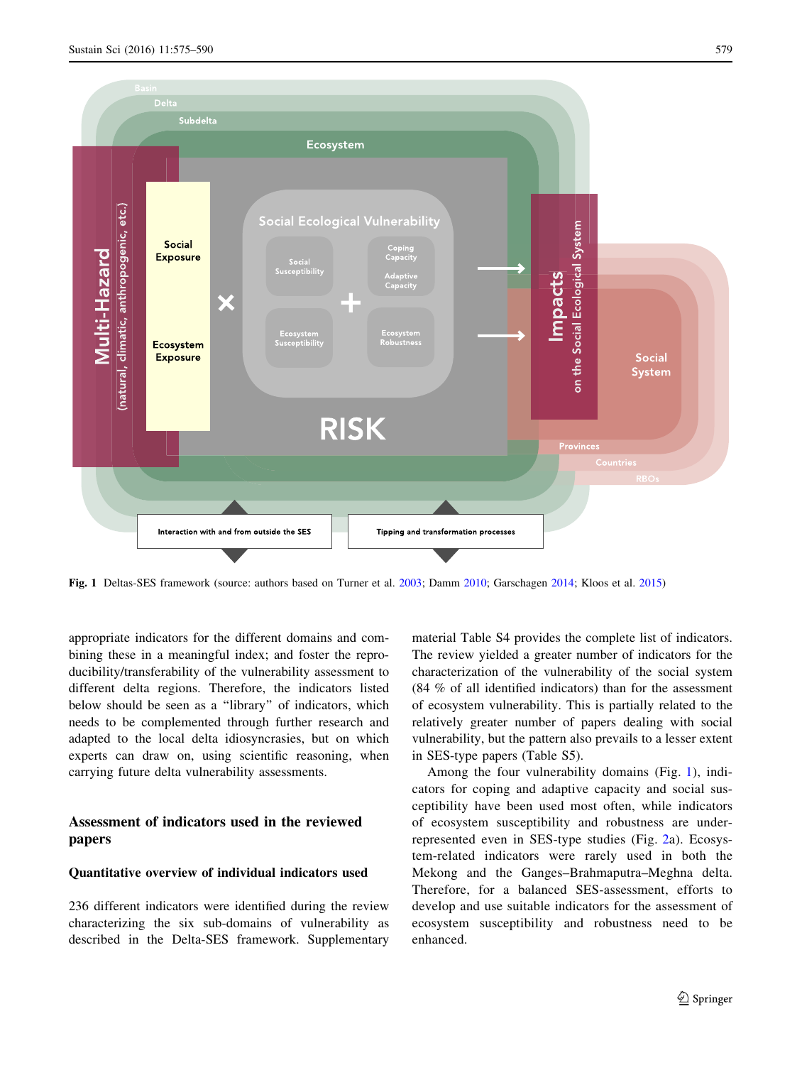Fig. 1 Deltas-SES framework (source: authors based on Turner et al. 2003; Damm 2010; Garschagen 2014; Kloos et al. 2015)

appropriate indicators for the different domains and combining these in a meaningful index; and foster the reproducibility/transferability of the vulnerability assessment to different delta regions. Therefore, the indicators listed below should be seen as a "library" of indicators, which needs to be complemented through further research and adapted to the local delta idiosyncrasies, but on which experts can draw on, using scientific reasoning, when carrying future delta vulnerability assessments.

## Assessment of indicators used in the reviewed papers

### Quantitative overview of individual indicators used

236 different indicators were identified during the review characterizing the six sub-domains of vulnerability as described in the Delta-SES framework. Supplementary material Table S4 provides the complete list of indicators. The review yielded a greater number of indicators for the characterization of the vulnerability of the social system (84 % of all identified indicators) than for the assessment of ecosystem vulnerability. This is partially related to the relatively greater number of papers dealing with social vulnerability, but the pattern also prevails to a lesser extent in SES-type papers (Table S5).

Among the four vulnerability domains (Fig. 1), indicators for coping and adaptive capacity and social susceptibility have been used most often, while indicators of ecosystem susceptibility and robustness are underrepresented even in SES-type studies (Fig. 2a). Ecosystem-related indicators were rarely used in both the Mekong and the Ganges–Brahmaputra–Meghna delta. Therefore, for a balanced SES-assessment, efforts to develop and use suitable indicators for the assessment of ecosystem susceptibility and robustness need to be enhanced.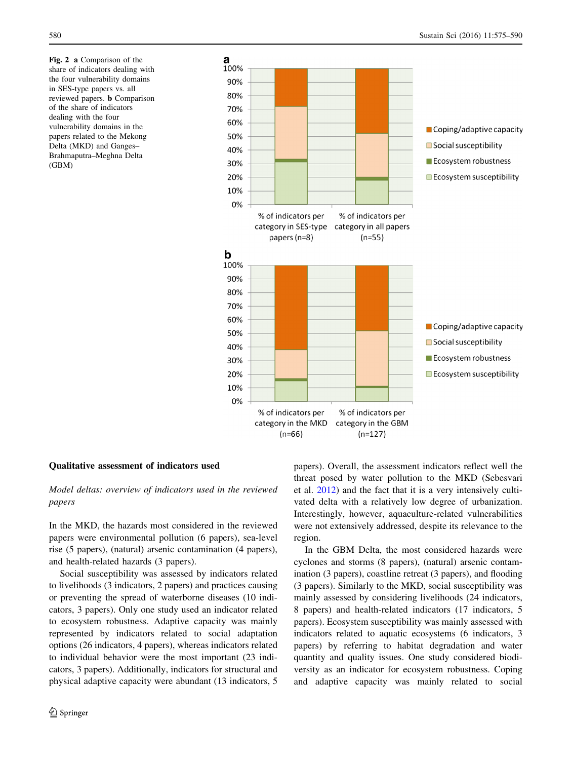**Fig. 2** **a** Comparison of the share of indicators dealing with the four vulnerability domains in SES-type papers vs. all reviewed papers. **b** Comparison of the share of indicators dealing with the four vulnerability domains in the papers related to the Mekong Delta (MKD) and Ganges–Brahmaputra–Meghna Delta (GBM)

### Qualitative assessment of indicators used

*Model deltas: overview of indicators used in the reviewed papers*

In the MKD, the hazards most considered in the reviewed papers were environmental pollution (6 papers), sea-level rise (5 papers), (natural) arsenic contamination (4 papers), and health-related hazards (3 papers).

Social susceptibility was assessed by indicators related to livelihoods (3 indicators, 2 papers) and practices causing or preventing the spread of waterborne diseases (10 indicators, 3 papers). Only one study used an indicator related to ecosystem robustness. Adaptive capacity was mainly represented by indicators related to social adaptation options (26 indicators, 4 papers), whereas indicators related to individual behavior were the most important (23 indicators, 3 papers). Additionally, indicators for structural and physical adaptive capacity were abundant (13 indicators, 5 papers). Overall, the assessment indicators reflect well the threat posed by water pollution to the MKD (Sebesvari et al. 2012) and the fact that it is a very intensively cultivated delta with a relatively low degree of urbanization. Interestingly, however, aquaculture-related vulnerabilities were not extensively addressed, despite its relevance to the region.

In the GBM Delta, the most considered hazards were cyclones and storms (8 papers), (natural) arsenic contamination (3 papers), coastline retreat (3 papers), and flooding (3 papers). Similarly to the MKD, social susceptibility was mainly assessed by considering livelihoods (24 indicators, 8 papers) and health-related indicators (17 indicators, 5 papers). Ecosystem susceptibility was mainly assessed with indicators related to aquatic ecosystems (6 indicators, 3 papers) by referring to habitat degradation and water quantity and quality issues. One study considered biodiversity as an indicator for ecosystem robustness. Coping and adaptive capacity was mainly related to social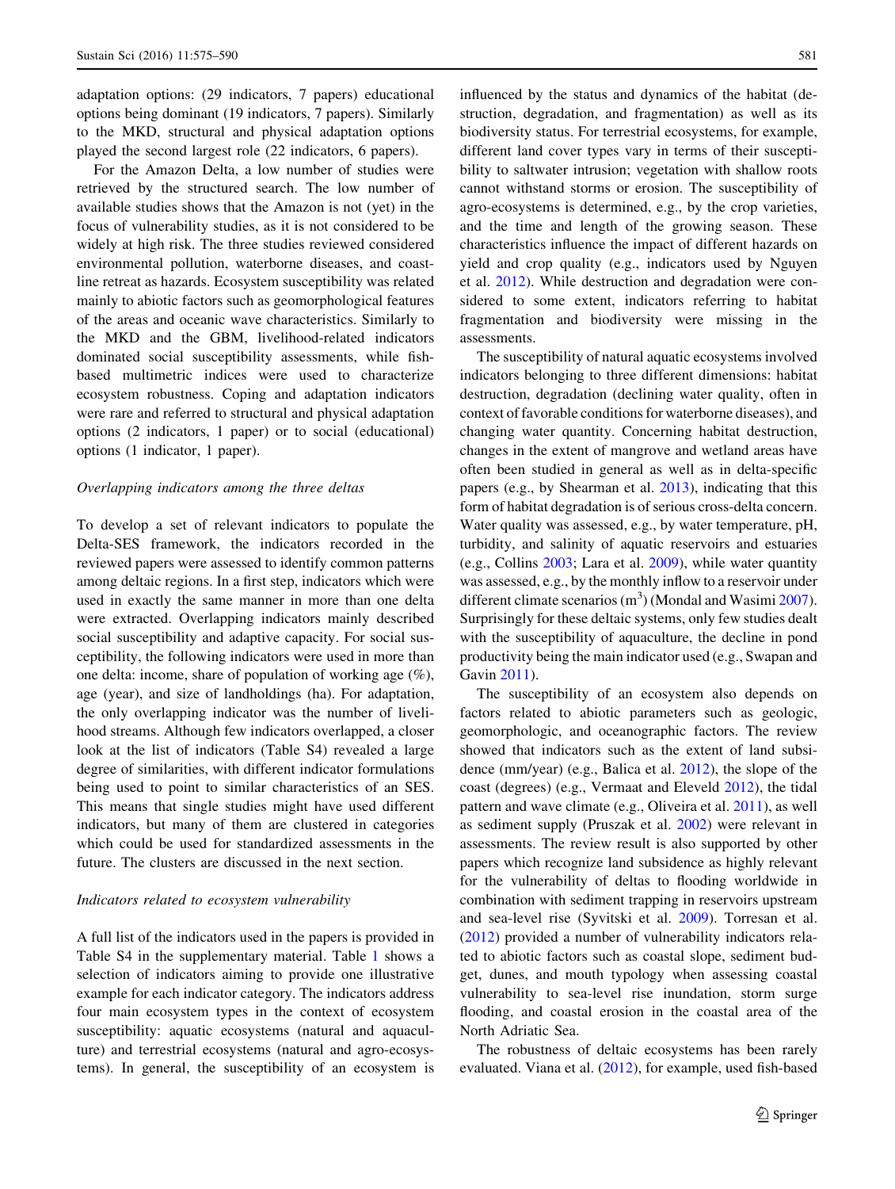adaptation options: (29 indicators, 7 papers) educational options being dominant (19 indicators, 7 papers). Similarly to the MKD, structural and physical adaptation options played the second largest role (22 indicators, 6 papers).

For the Amazon Delta, a low number of studies were retrieved by the structured search. The low number of available studies shows that the Amazon is not (yet) in the focus of vulnerability studies, as it is not considered to be widely at high risk. The three studies reviewed considered environmental pollution, waterborne diseases, and coastline retreat as hazards. Ecosystem susceptibility was related mainly to abiotic factors such as geomorphological features of the areas and oceanic wave characteristics. Similarly to the MKD and the GBM, livelihood-related indicators dominated social susceptibility assessments, while fish-based multimetric indices were used to characterize ecosystem robustness. Coping and adaptation indicators were rare and referred to structural and physical adaptation options (2 indicators, 1 paper) or to social (educational) options (1 indicator, 1 paper).

### *Overlapping indicators among the three deltas*

To develop a set of relevant indicators to populate the Delta-SES framework, the indicators recorded in the reviewed papers were assessed to identify common patterns among deltaic regions. In a first step, indicators which were used in exactly the same manner in more than one delta were extracted. Overlapping indicators mainly described social susceptibility and adaptive capacity. For social susceptibility, the following indicators were used in more than one delta: income, share of population of working age (%), age (year), and size of landholdings (ha). For adaptation, the only overlapping indicator was the number of livelihood streams. Although few indicators overlapped, a closer look at the list of indicators (Table S4) revealed a large degree of similarities, with different indicator formulations being used to point to similar characteristics of an SES. This means that single studies might have used different indicators, but many of them are clustered in categories which could be used for standardized assessments in the future. The clusters are discussed in the next section.

### *Indicators related to ecosystem vulnerability*

A full list of the indicators used in the papers is provided in Table S4 in the supplementary material. Table 1 shows a selection of indicators aiming to provide one illustrative example for each indicator category. The indicators address four main ecosystem types in the context of ecosystem susceptibility: aquatic ecosystems (natural and aquaculture) and terrestrial ecosystems (natural and agro-ecosystems). In general, the susceptibility of an ecosystem is influenced by the status and dynamics of the habitat (destruction, degradation, and fragmentation) as well as its biodiversity status. For terrestrial ecosystems, for example, different land cover types vary in terms of their susceptibility to saltwater intrusion; vegetation with shallow roots cannot withstand storms or erosion. The susceptibility of agro-ecosystems is determined, e.g., by the crop varieties, and the time and length of the growing season. These characteristics influence the impact of different hazards on yield and crop quality (e.g., indicators used by Nguyen et al. 2012). While destruction and degradation were considered to some extent, indicators referring to habitat fragmentation and biodiversity were missing in the assessments.

The susceptibility of natural aquatic ecosystems involved indicators belonging to three different dimensions: habitat destruction, degradation (declining water quality, often in context of favorable conditions for waterborne diseases), and changing water quantity. Concerning habitat destruction, changes in the extent of mangrove and wetland areas have often been studied in general as well as in delta-specific papers (e.g., by Shearman et al. 2013), indicating that this form of habitat degradation is of serious cross-delta concern. Water quality was assessed, e.g., by water temperature, pH, turbidity, and salinity of aquatic reservoirs and estuaries (e.g., Collins 2003; Lara et al. 2009), while water quantity was assessed, e.g., by the monthly inflow to a reservoir under different climate scenarios ($m^3$) (Mondal and Wasimi 2007). Surprisingly for these deltaic systems, only few studies dealt with the susceptibility of aquaculture, the decline in pond productivity being the main indicator used (e.g., Swapan and Gavin 2011).

The susceptibility of an ecosystem also depends on factors related to abiotic parameters such as geologic, geomorphologic, and oceanographic factors. The review showed that indicators such as the extent of land subsidence (mm/year) (e.g., Balica et al. 2012), the slope of the coast (degrees) (e.g., Vermaat and Eleveld 2012), the tidal pattern and wave climate (e.g., Oliveira et al. 2011), as well as sediment supply (Pruszak et al. 2002) were relevant in assessments. The review result is also supported by other papers which recognize land subsidence as highly relevant for the vulnerability of deltas to flooding worldwide in combination with sediment trapping in reservoirs upstream and sea-level rise (Syvitski et al. 2009). Torresan et al. (2012) provided a number of vulnerability indicators related to abiotic factors such as coastal slope, sediment budget, dunes, and mouth typology when assessing coastal vulnerability to sea-level rise inundation, storm surge flooding, and coastal erosion in the coastal area of the North Adriatic Sea.

The robustness of deltaic ecosystems has been rarely evaluated. Viana et al. (2012), for example, used fish-based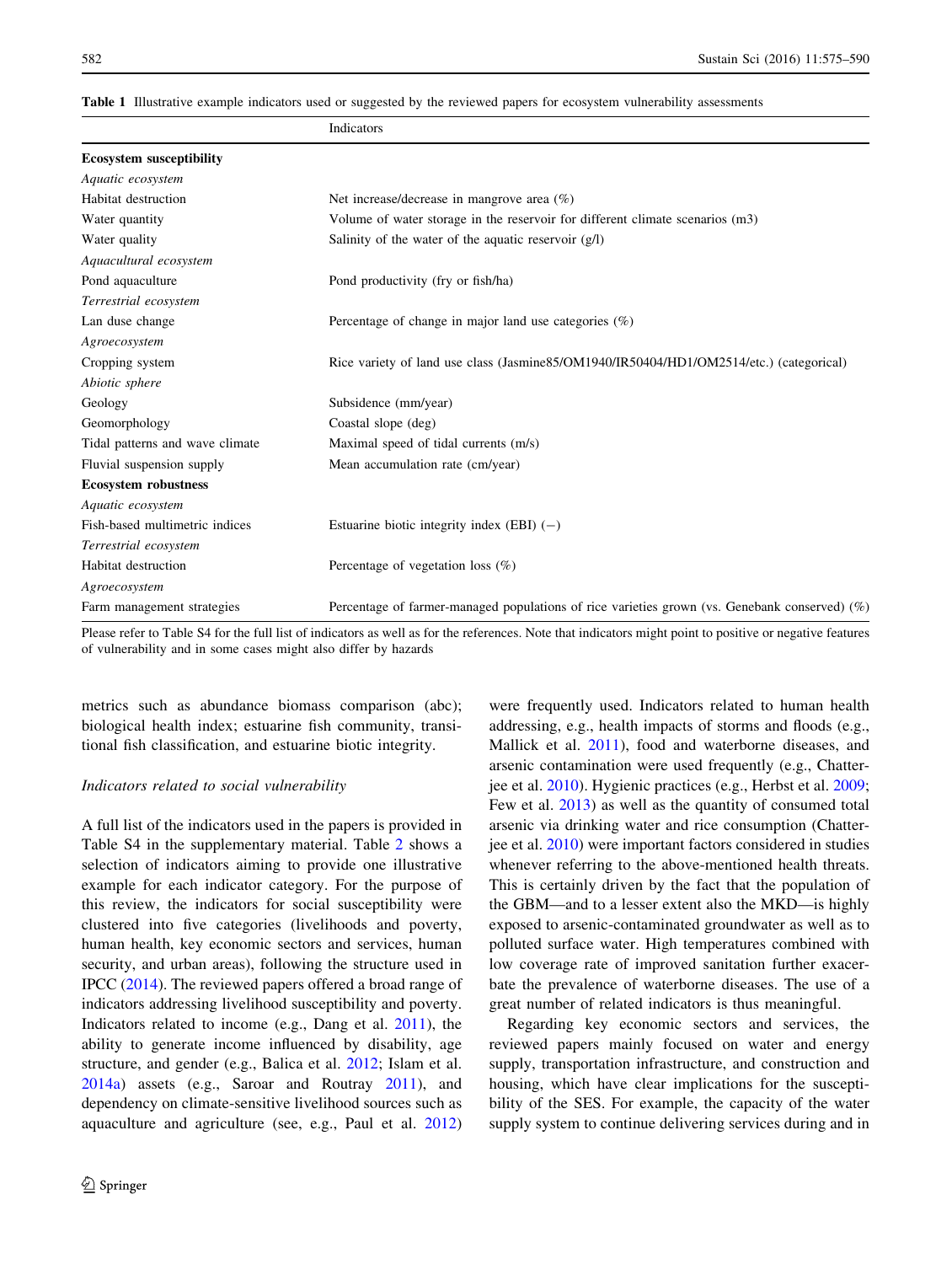**Table 1** Illustrative example indicators used or suggested by the reviewed papers for ecosystem vulnerability assessments

| | Indicators |
|---|---|
| **Ecosystem susceptibility** | |
| *Aquatic ecosystem* | |
| Habitat destruction | Net increase/decrease in mangrove area (%) |
| Water quantity | Volume of water storage in the reservoir for different climate scenarios (m3) |
| Water quality | Salinity of the water of the aquatic reservoir (g/l) |
| *Aquacultural ecosystem* | |
| Pond aquaculture | Pond productivity (fry or fish/ha) |
| *Terrestrial ecosystem* | |
| Lan duse change | Percentage of change in major land use categories (%) |
| *Agroecosystem* | |
| Cropping system | Rice variety of land use class (Jasmine85/OM1940/IR50404/HD1/OM2514/etc.) (categorical) |
| *Abiotic sphere* | |
| Geology | Subsidence (mm/year) |
| Geomorphology | Coastal slope (deg) |
| Tidal patterns and wave climate | Maximal speed of tidal currents (m/s) |
| Fluvial suspension supply | Mean accumulation rate (cm/year) |
| **Ecosystem robustness** | |
| *Aquatic ecosystem* | |
| Fish-based multimetric indices | Estuarine biotic integrity index (EBI) (−) |
| *Terrestrial ecosystem* | |
| Habitat destruction | Percentage of vegetation loss (%) |
| *Agroecosystem* | |
| Farm management strategies | Percentage of farmer-managed populations of rice varieties grown (vs. Genebank conserved) (%) |

Please refer to Table S4 for the full list of indicators as well as for the references. Note that indicators might point to positive or negative features of vulnerability and in some cases might also differ by hazards

metrics such as abundance biomass comparison (abc); biological health index; estuarine fish community, transitional fish classification, and estuarine biotic integrity.

### *Indicators related to social vulnerability*

A full list of the indicators used in the papers is provided in Table S4 in the supplementary material. Table 2 shows a selection of indicators aiming to provide one illustrative example for each indicator category. For the purpose of this review, the indicators for social susceptibility were clustered into five categories (livelihoods and poverty, human health, key economic sectors and services, human security, and urban areas), following the structure used in IPCC (2014). The reviewed papers offered a broad range of indicators addressing livelihood susceptibility and poverty. Indicators related to income (e.g., Dang et al. 2011), the ability to generate income influenced by disability, age structure, and gender (e.g., Balica et al. 2012; Islam et al. 2014a) assets (e.g., Saroar and Routray 2011), and dependency on climate-sensitive livelihood sources such as aquaculture and agriculture (see, e.g., Paul et al. 2012) were frequently used. Indicators related to human health addressing, e.g., health impacts of storms and floods (e.g., Mallick et al. 2011), food and waterborne diseases, and arsenic contamination were used frequently (e.g., Chatterjee et al. 2010). Hygienic practices (e.g., Herbst et al. 2009; Few et al. 2013) as well as the quantity of consumed total arsenic via drinking water and rice consumption (Chatterjee et al. 2010) were important factors considered in studies whenever referring to the above-mentioned health threats. This is certainly driven by the fact that the population of the GBM—and to a lesser extent also the MKD—is highly exposed to arsenic-contaminated groundwater as well as to polluted surface water. High temperatures combined with low coverage rate of improved sanitation further exacerbate the prevalence of waterborne diseases. The use of a great number of related indicators is thus meaningful.

Regarding key economic sectors and services, the reviewed papers mainly focused on water and energy supply, transportation infrastructure, and construction and housing, which have clear implications for the susceptibility of the SES. For example, the capacity of the water supply system to continue delivering services during and in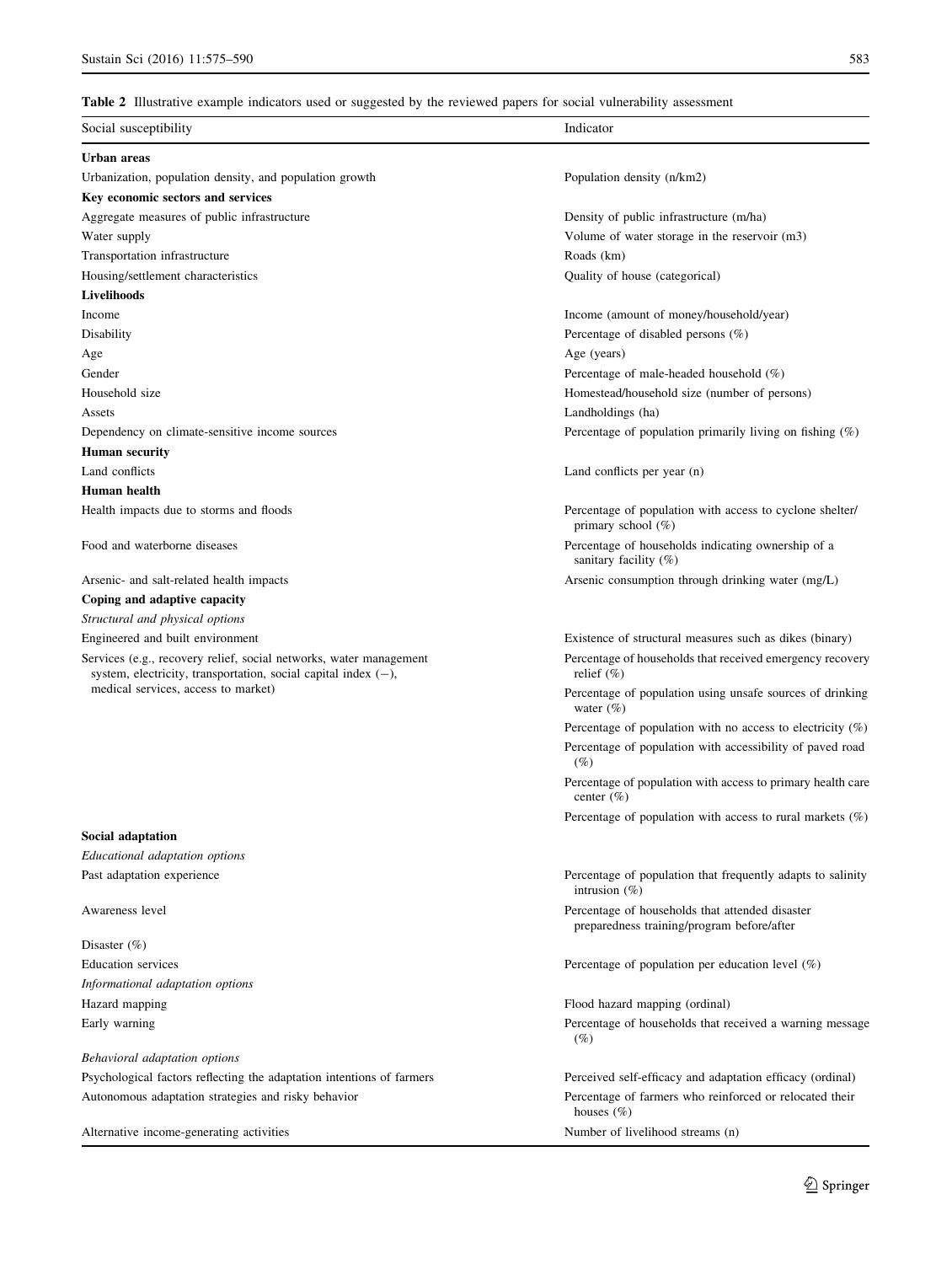**Table 2** Illustrative example indicators used or suggested by the reviewed papers for social vulnerability assessment

| Social susceptibility | Indicator |
|---|---|
| **Urban areas** | |
| Urbanization, population density, and population growth | Population density (n/km2) |
| **Key economic sectors and services** | |
| Aggregate measures of public infrastructure | Density of public infrastructure (m/ha) |
| Water supply | Volume of water storage in the reservoir (m3) |
| Transportation infrastructure | Roads (km) |
| Housing/settlement characteristics | Quality of house (categorical) |
| **Livelihoods** | |
| Income | Income (amount of money/household/year) |
| Disability | Percentage of disabled persons (%) |
| Age | Age (years) |
| Gender | Percentage of male-headed household (%) |
| Household size | Homestead/household size (number of persons) |
| Assets | Landholdings (ha) |
| Dependency on climate-sensitive income sources | Percentage of population primarily living on fishing (%) |
| **Human security** | |
| Land conflicts | Land conflicts per year (n) |
| **Human health** | |
| Health impacts due to storms and floods | Percentage of population with access to cyclone shelter/ primary school (%) |
| Food and waterborne diseases | Percentage of households indicating ownership of a sanitary facility (%) |
| Arsenic- and salt-related health impacts | Arsenic consumption through drinking water (mg/L) |
| **Coping and adaptive capacity** | |
| *Structural and physical options* | |
| Engineered and built environment | Existence of structural measures such as dikes (binary) |
| Services (e.g., recovery relief, social networks, water management system, electricity, transportation, social capital index (−), medical services, access to market) | Percentage of households that received emergency recovery relief (%) |
| | Percentage of population using unsafe sources of drinking water (%) |
| | Percentage of population with no access to electricity (%) |
| | Percentage of population with accessibility of paved road (%) |
| | Percentage of population with access to primary health care center (%) |
| | Percentage of population with access to rural markets (%) |
| **Social adaptation** | |
| *Educational adaptation options* | |
| Past adaptation experience | Percentage of population that frequently adapts to salinity intrusion (%) |
| Awareness level | Percentage of households that attended disaster preparedness training/program before/after |
| Disaster (%) | |
| Education services | Percentage of population per education level (%) |
| *Informational adaptation options* | |
| Hazard mapping | Flood hazard mapping (ordinal) |
| Early warning | Percentage of households that received a warning message (%) |
| *Behavioral adaptation options* | |
| Psychological factors reflecting the adaptation intentions of farmers | Perceived self-efficacy and adaptation efficacy (ordinal) |
| Autonomous adaptation strategies and risky behavior | Percentage of farmers who reinforced or relocated their houses (%) |
| Alternative income-generating activities | Number of livelihood streams (n) |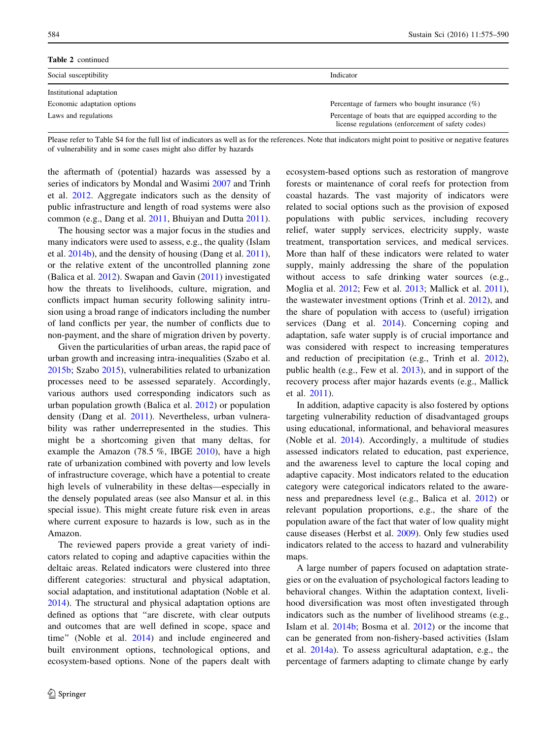**Table 2** continued

| Social susceptibility | Indicator |
|---|---|
| Institutional adaptation | |
| Economic adaptation options | Percentage of farmers who bought insurance (%) |
| Laws and regulations | Percentage of boats that are equipped according to the license regulations (enforcement of safety codes) |

Please refer to Table S4 for the full list of indicators as well as for the references. Note that indicators might point to positive or negative features of vulnerability and in some cases might also differ by hazards

the aftermath of (potential) hazards was assessed by a series of indicators by Mondal and Wasimi 2007 and Trinh et al. 2012. Aggregate indicators such as the density of public infrastructure and length of road systems were also common (e.g., Dang et al. 2011, Bhuiyan and Dutta 2011).

The housing sector was a major focus in the studies and many indicators were used to assess, e.g., the quality (Islam et al. 2014b), and the density of housing (Dang et al. 2011), or the relative extent of the uncontrolled planning zone (Balica et al. 2012). Swapan and Gavin (2011) investigated how the threats to livelihoods, culture, migration, and conflicts impact human security following salinity intrusion using a broad range of indicators including the number of land conflicts per year, the number of conflicts due to non-payment, and the share of migration driven by poverty.

Given the particularities of urban areas, the rapid pace of urban growth and increasing intra-inequalities (Szabo et al. 2015b; Szabo 2015), vulnerabilities related to urbanization processes need to be assessed separately. Accordingly, various authors used corresponding indicators such as urban population growth (Balica et al. 2012) or population density (Dang et al. 2011). Nevertheless, urban vulnerability was rather underrepresented in the studies. This might be a shortcoming given that many deltas, for example the Amazon (78.5 %, IBGE 2010), have a high rate of urbanization combined with poverty and low levels of infrastructure coverage, which have a potential to create high levels of vulnerability in these deltas—especially in the densely populated areas (see also Mansur et al. in this special issue). This might create future risk even in areas where current exposure to hazards is low, such as in the Amazon.

The reviewed papers provide a great variety of indicators related to coping and adaptive capacities within the deltaic areas. Related indicators were clustered into three different categories: structural and physical adaptation, social adaptation, and institutional adaptation (Noble et al. 2014). The structural and physical adaptation options are defined as options that "are discrete, with clear outputs and outcomes that are well defined in scope, space and time" (Noble et al. 2014) and include engineered and built environment options, technological options, and ecosystem-based options. None of the papers dealt with ecosystem-based options such as restoration of mangrove forests or maintenance of coral reefs for protection from coastal hazards. The vast majority of indicators were related to social options such as the provision of exposed populations with public services, including recovery relief, water supply services, electricity supply, waste treatment, transportation services, and medical services. More than half of these indicators were related to water supply, mainly addressing the share of the population without access to safe drinking water sources (e.g., Moglia et al. 2012; Few et al. 2013; Mallick et al. 2011), the wastewater investment options (Trinh et al. 2012), and the share of population with access to (useful) irrigation services (Dang et al. 2014). Concerning coping and adaptation, safe water supply is of crucial importance and was considered with respect to increasing temperatures and reduction of precipitation (e.g., Trinh et al. 2012), public health (e.g., Few et al. 2013), and in support of the recovery process after major hazards events (e.g., Mallick et al. 2011).

In addition, adaptive capacity is also fostered by options targeting vulnerability reduction of disadvantaged groups using educational, informational, and behavioral measures (Noble et al. 2014). Accordingly, a multitude of studies assessed indicators related to education, past experience, and the awareness level to capture the local coping and adaptive capacity. Most indicators related to the education category were categorical indicators related to the awareness and preparedness level (e.g., Balica et al. 2012) or relevant population proportions, e.g., the share of the population aware of the fact that water of low quality might cause diseases (Herbst et al. 2009). Only few studies used indicators related to the access to hazard and vulnerability maps.

A large number of papers focused on adaptation strategies or on the evaluation of psychological factors leading to behavioral changes. Within the adaptation context, livelihood diversification was most often investigated through indicators such as the number of livelihood streams (e.g., Islam et al. 2014b; Bosma et al. 2012) or the income that can be generated from non-fishery-based activities (Islam et al. 2014a). To assess agricultural adaptation, e.g., the percentage of farmers adapting to climate change by early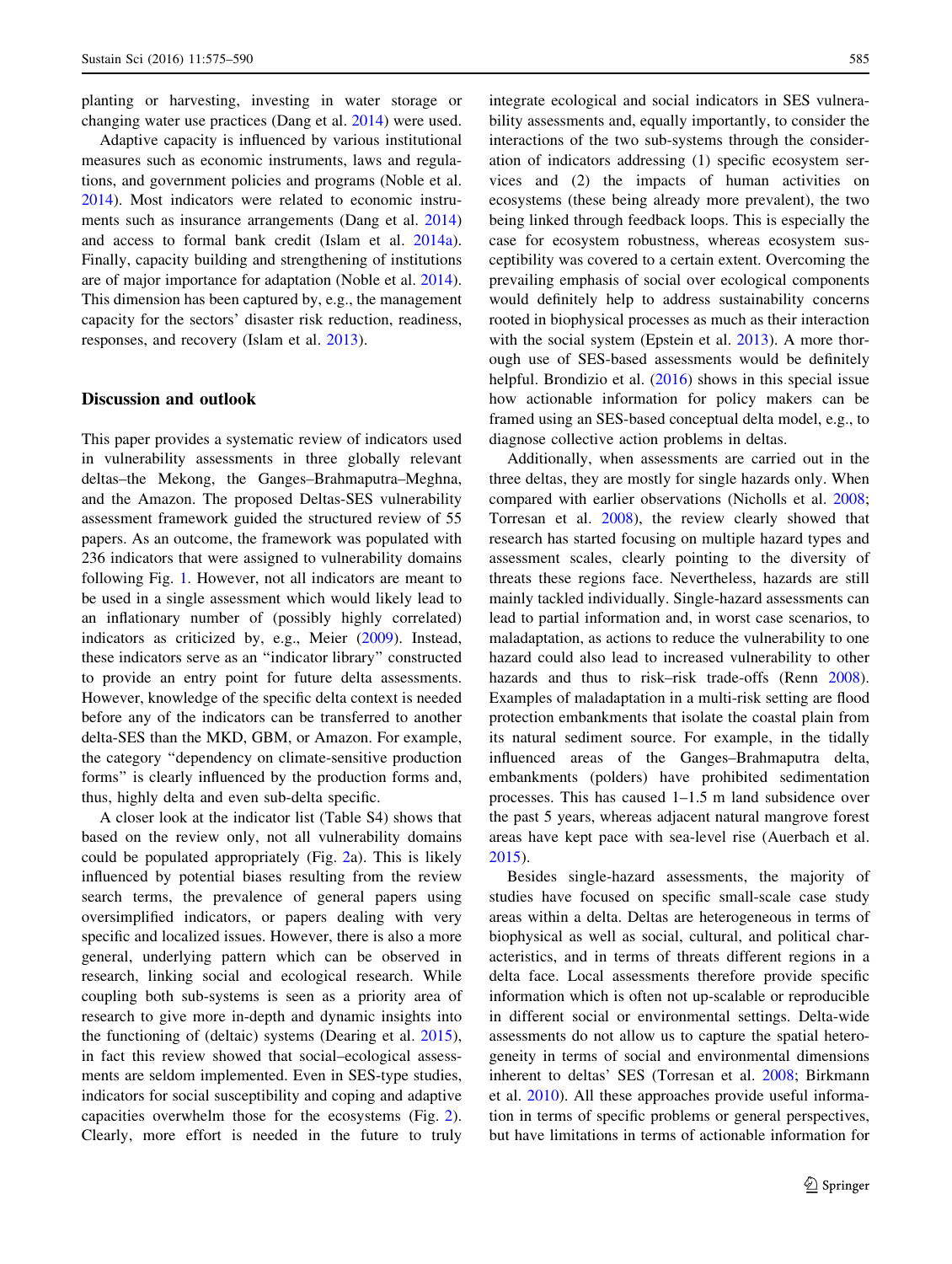planting or harvesting, investing in water storage or changing water use practices (Dang et al. 2014) were used.

Adaptive capacity is influenced by various institutional measures such as economic instruments, laws and regulations, and government policies and programs (Noble et al. 2014). Most indicators were related to economic instruments such as insurance arrangements (Dang et al. 2014) and access to formal bank credit (Islam et al. 2014a). Finally, capacity building and strengthening of institutions are of major importance for adaptation (Noble et al. 2014). This dimension has been captured by, e.g., the management capacity for the sectors' disaster risk reduction, readiness, responses, and recovery (Islam et al. 2013).

## Discussion and outlook

This paper provides a systematic review of indicators used in vulnerability assessments in three globally relevant deltas–the Mekong, the Ganges–Brahmaputra–Meghna, and the Amazon. The proposed Deltas-SES vulnerability assessment framework guided the structured review of 55 papers. As an outcome, the framework was populated with 236 indicators that were assigned to vulnerability domains following Fig. 1. However, not all indicators are meant to be used in a single assessment which would likely lead to an inflationary number of (possibly highly correlated) indicators as criticized by, e.g., Meier (2009). Instead, these indicators serve as an "indicator library" constructed to provide an entry point for future delta assessments. However, knowledge of the specific delta context is needed before any of the indicators can be transferred to another delta-SES than the MKD, GBM, or Amazon. For example, the category "dependency on climate-sensitive production forms" is clearly influenced by the production forms and, thus, highly delta and even sub-delta specific.

A closer look at the indicator list (Table S4) shows that based on the review only, not all vulnerability domains could be populated appropriately (Fig. 2a). This is likely influenced by potential biases resulting from the review search terms, the prevalence of general papers using oversimplified indicators, or papers dealing with very specific and localized issues. However, there is also a more general, underlying pattern which can be observed in research, linking social and ecological research. While coupling both sub-systems is seen as a priority area of research to give more in-depth and dynamic insights into the functioning of (deltaic) systems (Dearing et al. 2015), in fact this review showed that social–ecological assessments are seldom implemented. Even in SES-type studies, indicators for social susceptibility and coping and adaptive capacities overwhelm those for the ecosystems (Fig. 2). Clearly, more effort is needed in the future to truly integrate ecological and social indicators in SES vulnerability assessments and, equally importantly, to consider the interactions of the two sub-systems through the consideration of indicators addressing (1) specific ecosystem services and (2) the impacts of human activities on ecosystems (these being already more prevalent), the two being linked through feedback loops. This is especially the case for ecosystem robustness, whereas ecosystem susceptibility was covered to a certain extent. Overcoming the prevailing emphasis of social over ecological components would definitely help to address sustainability concerns rooted in biophysical processes as much as their interaction with the social system (Epstein et al. 2013). A more thorough use of SES-based assessments would be definitely helpful. Brondizio et al. (2016) shows in this special issue how actionable information for policy makers can be framed using an SES-based conceptual delta model, e.g., to diagnose collective action problems in deltas.

Additionally, when assessments are carried out in the three deltas, they are mostly for single hazards only. When compared with earlier observations (Nicholls et al. 2008; Torresan et al. 2008), the review clearly showed that research has started focusing on multiple hazard types and assessment scales, clearly pointing to the diversity of threats these regions face. Nevertheless, hazards are still mainly tackled individually. Single-hazard assessments can lead to partial information and, in worst case scenarios, to maladaptation, as actions to reduce the vulnerability to one hazard could also lead to increased vulnerability to other hazards and thus to risk–risk trade-offs (Renn 2008). Examples of maladaptation in a multi-risk setting are flood protection embankments that isolate the coastal plain from its natural sediment source. For example, in the tidally influenced areas of the Ganges–Brahmaputra delta, embankments (polders) have prohibited sedimentation processes. This has caused 1–1.5 m land subsidence over the past 5 years, whereas adjacent natural mangrove forest areas have kept pace with sea-level rise (Auerbach et al. 2015).

Besides single-hazard assessments, the majority of studies have focused on specific small-scale case study areas within a delta. Deltas are heterogeneous in terms of biophysical as well as social, cultural, and political characteristics, and in terms of threats different regions in a delta face. Local assessments therefore provide specific information which is often not up-scalable or reproducible in different social or environmental settings. Delta-wide assessments do not allow us to capture the spatial heterogeneity in terms of social and environmental dimensions inherent to deltas' SES (Torresan et al. 2008; Birkmann et al. 2010). All these approaches provide useful information in terms of specific problems or general perspectives, but have limitations in terms of actionable information for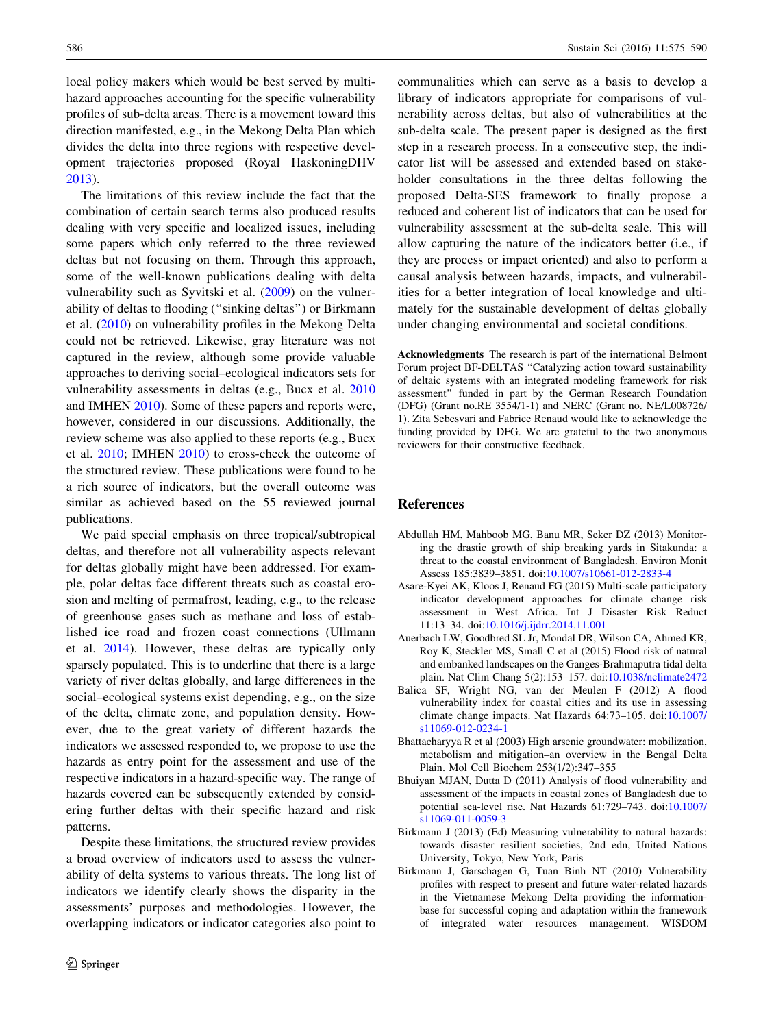local policy makers which would be best served by multi-hazard approaches accounting for the specific vulnerability profiles of sub-delta areas. There is a movement toward this direction manifested, e.g., in the Mekong Delta Plan which divides the delta into three regions with respective development trajectories proposed (Royal HaskoningDHV 2013).

The limitations of this review include the fact that the combination of certain search terms also produced results dealing with very specific and localized issues, including some papers which only referred to the three reviewed deltas but not focusing on them. Through this approach, some of the well-known publications dealing with delta vulnerability such as Syvitski et al. (2009) on the vulnerability of deltas to flooding ("sinking deltas") or Birkmann et al. (2010) on vulnerability profiles in the Mekong Delta could not be retrieved. Likewise, gray literature was not captured in the review, although some provide valuable approaches to deriving social–ecological indicators sets for vulnerability assessments in deltas (e.g., Bucx et al. 2010 and IMHEN 2010). Some of these papers and reports were, however, considered in our discussions. Additionally, the review scheme was also applied to these reports (e.g., Bucx et al. 2010; IMHEN 2010) to cross-check the outcome of the structured review. These publications were found to be a rich source of indicators, but the overall outcome was similar as achieved based on the 55 reviewed journal publications.

We paid special emphasis on three tropical/subtropical deltas, and therefore not all vulnerability aspects relevant for deltas globally might have been addressed. For example, polar deltas face different threats such as coastal erosion and melting of permafrost, leading, e.g., to the release of greenhouse gases such as methane and loss of established ice road and frozen coast connections (Ullmann et al. 2014). However, these deltas are typically only sparsely populated. This is to underline that there is a large variety of river deltas globally, and large differences in the social–ecological systems exist depending, e.g., on the size of the delta, climate zone, and population density. However, due to the great variety of different hazards the indicators we assessed responded to, we propose to use the hazards as entry point for the assessment and use of the respective indicators in a hazard-specific way. The range of hazards covered can be subsequently extended by considering further deltas with their specific hazard and risk patterns.

Despite these limitations, the structured review provides a broad overview of indicators used to assess the vulnerability of delta systems to various threats. The long list of indicators we identify clearly shows the disparity in the assessments' purposes and methodologies. However, the overlapping indicators or indicator categories also point to communalities which can serve as a basis to develop a library of indicators appropriate for comparisons of vulnerability across deltas, but also of vulnerabilities at the sub-delta scale. The present paper is designed as the first step in a research process. In a consecutive step, the indicator list will be assessed and extended based on stakeholder consultations in the three deltas following the proposed Delta-SES framework to finally propose a reduced and coherent list of indicators that can be used for vulnerability assessment at the sub-delta scale. This will allow capturing the nature of the indicators better (i.e., if they are process or impact oriented) and also to perform a causal analysis between hazards, impacts, and vulnerabilities for a better integration of local knowledge and ultimately for the sustainable development of deltas globally under changing environmental and societal conditions.

**Acknowledgments** The research is part of the international Belmont Forum project BF-DELTAS "Catalyzing action toward sustainability of deltaic systems with an integrated modeling framework for risk assessment" funded in part by the German Research Foundation (DFG) (Grant no.RE 3554/1-1) and NERC (Grant no. NE/L008726/1). Zita Sebesvari and Fabrice Renaud would like to acknowledge the funding provided by DFG. We are grateful to the two anonymous reviewers for their constructive feedback.

## References

Abdullah HM, Mahboob MG, Banu MR, Seker DZ (2013) Monitoring the drastic growth of ship breaking yards in Sitakunda: a threat to the coastal environment of Bangladesh. Environ Monit Assess 185:3839–3851. doi:10.1007/s10661-012-2833-4

Asare-Kyei AK, Kloos J, Renaud FG (2015) Multi-scale participatory indicator development approaches for climate change risk assessment in West Africa. Int J Disaster Risk Reduct 11:13–34. doi:10.1016/j.ijdrr.2014.11.001

Auerbach LW, Goodbred SL Jr, Mondal DR, Wilson CA, Ahmed KR, Roy K, Steckler MS, Small C et al (2015) Flood risk of natural and embanked landscapes on the Ganges-Brahmaputra tidal delta plain. Nat Clim Chang 5(2):153–157. doi:10.1038/nclimate2472

Balica SF, Wright NG, van der Meulen F (2012) A flood vulnerability index for coastal cities and its use in assessing climate change impacts. Nat Hazards 64:73–105. doi:10.1007/s11069-012-0234-1

Bhattacharyya R et al (2003) High arsenic groundwater: mobilization, metabolism and mitigation–an overview in the Bengal Delta Plain. Mol Cell Biochem 253(1/2):347–355

Bhuiyan MJAN, Dutta D (2011) Analysis of flood vulnerability and assessment of the impacts in coastal zones of Bangladesh due to potential sea-level rise. Nat Hazards 61:729–743. doi:10.1007/s11069-011-0059-3

Birkmann J (2013) (Ed) Measuring vulnerability to natural hazards: towards disaster resilient societies, 2nd edn, United Nations University, Tokyo, New York, Paris

Birkmann J, Garschagen G, Tuan Binh NT (2010) Vulnerability profiles with respect to present and future water-related hazards in the Vietnamese Mekong Delta–providing the information-base for successful coping and adaptation within the framework of integrated water resources management. WISDOM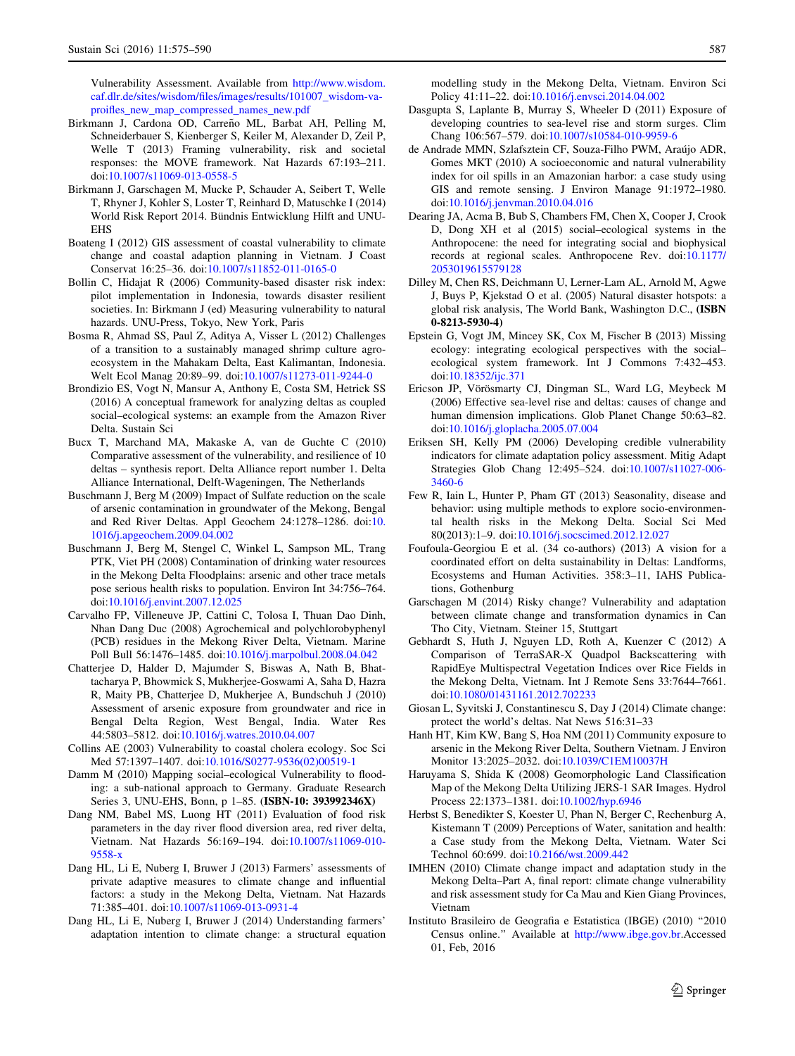Vulnerability Assessment. Available from http://www.wisdom.caf.dlr.de/sites/wisdom/files/images/results/101007_wisdom-va-proifles_new_map_compressed_names_new.pdf

Birkmann J, Cardona OD, Carreño ML, Barbat AH, Pelling M, Schneiderbauer S, Kienberger S, Keiler M, Alexander D, Zeil P, Welle T (2013) Framing vulnerability, risk and societal responses: the MOVE framework. Nat Hazards 67:193–211. doi:10.1007/s11069-013-0558-5

Birkmann J, Garschagen M, Mucke P, Schauder A, Seibert T, Welle T, Rhyner J, Kohler S, Loster T, Reinhard D, Matuschke I (2014) World Risk Report 2014. Bündnis Entwicklung Hilft and UNU-EHS

Boateng I (2012) GIS assessment of coastal vulnerability to climate change and coastal adaption planning in Vietnam. J Coast Conservat 16:25–36. doi:10.1007/s11852-011-0165-0

Bollin C, Hidajat R (2006) Community-based disaster risk index: pilot implementation in Indonesia, towards disaster resilient societies. In: Birkmann J (ed) Measuring vulnerability to natural hazards. UNU-Press, Tokyo, New York, Paris

Bosma R, Ahmad SS, Paul Z, Aditya A, Visser L (2012) Challenges of a transition to a sustainably managed shrimp culture agro-ecosystem in the Mahakam Delta, East Kalimantan, Indonesia. Welt Ecol Manag 20:89–99. doi:10.1007/s11273-011-9244-0

Brondizio ES, Vogt N, Mansur A, Anthony E, Costa SM, Hetrick SS (2016) A conceptual framework for analyzing deltas as coupled social–ecological systems: an example from the Amazon River Delta. Sustain Sci

Bucx T, Marchand MA, Makaske A, van de Guchte C (2010) Comparative assessment of the vulnerability, and resilience of 10 deltas – synthesis report. Delta Alliance report number 1. Delta Alliance International, Delft-Wageningen, The Netherlands

Buschmann J, Berg M (2009) Impact of Sulfate reduction on the scale of arsenic contamination in groundwater of the Mekong, Bengal and Red River Deltas. Appl Geochem 24:1278–1286. doi:10.1016/j.apgeochem.2009.04.002

Buschmann J, Berg M, Stengel C, Winkel L, Sampson ML, Trang PTK, Viet PH (2008) Contamination of drinking water resources in the Mekong Delta Floodplains: arsenic and other trace metals pose serious health risks to population. Environ Int 34:756–764. doi:10.1016/j.envint.2007.12.025

Carvalho FP, Villeneuve JP, Cattini C, Tolosa I, Thuan Dao Dinh, Nhan Dang Duc (2008) Agrochemical and polychlorobyphenyl (PCB) residues in the Mekong River Delta, Vietnam. Marine Poll Bull 56:1476–1485. doi:10.1016/j.marpolbul.2008.04.042

Chatterjee D, Halder D, Majumder S, Biswas A, Nath B, Bhattacharya P, Bhowmick S, Mukherjee-Goswami A, Saha D, Hazra R, Maity PB, Chatterjee D, Mukherjee A, Bundschuh J (2010) Assessment of arsenic exposure from groundwater and rice in Bengal Delta Region, West Bengal, India. Water Res 44:5803–5812. doi:10.1016/j.watres.2010.04.007

Collins AE (2003) Vulnerability to coastal cholera ecology. Soc Sci Med 57:1397–1407. doi:10.1016/S0277-9536(02)00519-1

Damm M (2010) Mapping social–ecological Vulnerability to flooding: a sub-national approach to Germany. Graduate Research Series 3, UNU-EHS, Bonn, p 1–85. **(ISBN-10: 393992346X)**

Dang NM, Babel MS, Luong HT (2011) Evaluation of food risk parameters in the day river flood diversion area, red river delta, Vietnam. Nat Hazards 56:169–194. doi:10.1007/s11069-010-9558-x

Dang HL, Li E, Nuberg I, Bruwer J (2013) Farmers' assessments of private adaptive measures to climate change and influential factors: a study in the Mekong Delta, Vietnam. Nat Hazards 71:385–401. doi:10.1007/s11069-013-0931-4

Dang HL, Li E, Nuberg I, Bruwer J (2014) Understanding farmers' adaptation intention to climate change: a structural equation modelling study in the Mekong Delta, Vietnam. Environ Sci Policy 41:11–22. doi:10.1016/j.envsci.2014.04.002

Dasgupta S, Laplante B, Murray S, Wheeler D (2011) Exposure of developing countries to sea-level rise and storm surges. Clim Chang 106:567–579. doi:10.1007/s10584-010-9959-6

de Andrade MMN, Szlafsztein CF, Souza-Filho PWM, Araújo ADR, Gomes MKT (2010) A socioeconomic and natural vulnerability index for oil spills in an Amazonian harbor: a case study using GIS and remote sensing. J Environ Manage 91:1972–1980. doi:10.1016/j.jenvman.2010.04.016

Dearing JA, Acma B, Bub S, Chambers FM, Chen X, Cooper J, Crook D, Dong XH et al (2015) social–ecological systems in the Anthropocene: the need for integrating social and biophysical records at regional scales. Anthropocene Rev. doi:10.1177/2053019615579128

Dilley M, Chen RS, Deichmann U, Lerner-Lam AL, Arnold M, Agwe J, Buys P, Kjekstad O et al. (2005) Natural disaster hotspots: a global risk analysis, The World Bank, Washington D.C., **(ISBN 0-8213-5930-4)**

Epstein G, Vogt JM, Mincey SK, Cox M, Fischer B (2013) Missing ecology: integrating ecological perspectives with the social–ecological system framework. Int J Commons 7:432–453. doi:10.18352/ijc.371

Ericson JP, Vörösmarty CJ, Dingman SL, Ward LG, Meybeck M (2006) Effective sea-level rise and deltas: causes of change and human dimension implications. Glob Planet Change 50:63–82. doi:10.1016/j.gloplacha.2005.07.004

Eriksen SH, Kelly PM (2006) Developing credible vulnerability indicators for climate adaptation policy assessment. Mitig Adapt Strategies Glob Chang 12:495–524. doi:10.1007/s11027-006-3460-6

Few R, Iain L, Hunter P, Pham GT (2013) Seasonality, disease and behavior: using multiple methods to explore socio-environmental health risks in the Mekong Delta. Social Sci Med 80(2013):1–9. doi:10.1016/j.socscimed.2012.12.027

Foufoula-Georgiou E et al. (34 co-authors) (2013) A vision for a coordinated effort on delta sustainability in Deltas: Landforms, Ecosystems and Human Activities. 358:3–11, IAHS Publications, Gothenburg

Garschagen M (2014) Risky change? Vulnerability and adaptation between climate change and transformation dynamics in Can Tho City, Vietnam. Steiner 15, Stuttgart

Gebhardt S, Huth J, Nguyen LD, Roth A, Kuenzer C (2012) A Comparison of TerraSAR-X Quadpol Backscattering with RapidEye Multispectral Vegetation Indices over Rice Fields in the Mekong Delta, Vietnam. Int J Remote Sens 33:7644–7661. doi:10.1080/01431161.2012.702233

Giosan L, Syvitski J, Constantinescu S, Day J (2014) Climate change: protect the world's deltas. Nat News 516:31–33

Hanh HT, Kim KW, Bang S, Hoa NM (2011) Community exposure to arsenic in the Mekong River Delta, Southern Vietnam. J Environ Monitor 13:2025–2032. doi:10.1039/C1EM10037H

Haruyama S, Shida K (2008) Geomorphologic Land Classification Map of the Mekong Delta Utilizing JERS-1 SAR Images. Hydrol Process 22:1373–1381. doi:10.1002/hyp.6946

Herbst S, Benedikter S, Koester U, Phan N, Berger C, Rechenburg A, Kistemann T (2009) Perceptions of Water, sanitation and health: a Case study from the Mekong Delta, Vietnam. Water Sci Technol 60:699. doi:10.2166/wst.2009.442

IMHEN (2010) Climate change impact and adaptation study in the Mekong Delta–Part A, final report: climate change vulnerability and risk assessment study for Ca Mau and Kien Giang Provinces, Vietnam

Instituto Brasileiro de Geografia e Estatistica (IBGE) (2010) "2010 Census online." Available at http://www.ibge.gov.br.Accessed 01, Feb, 2016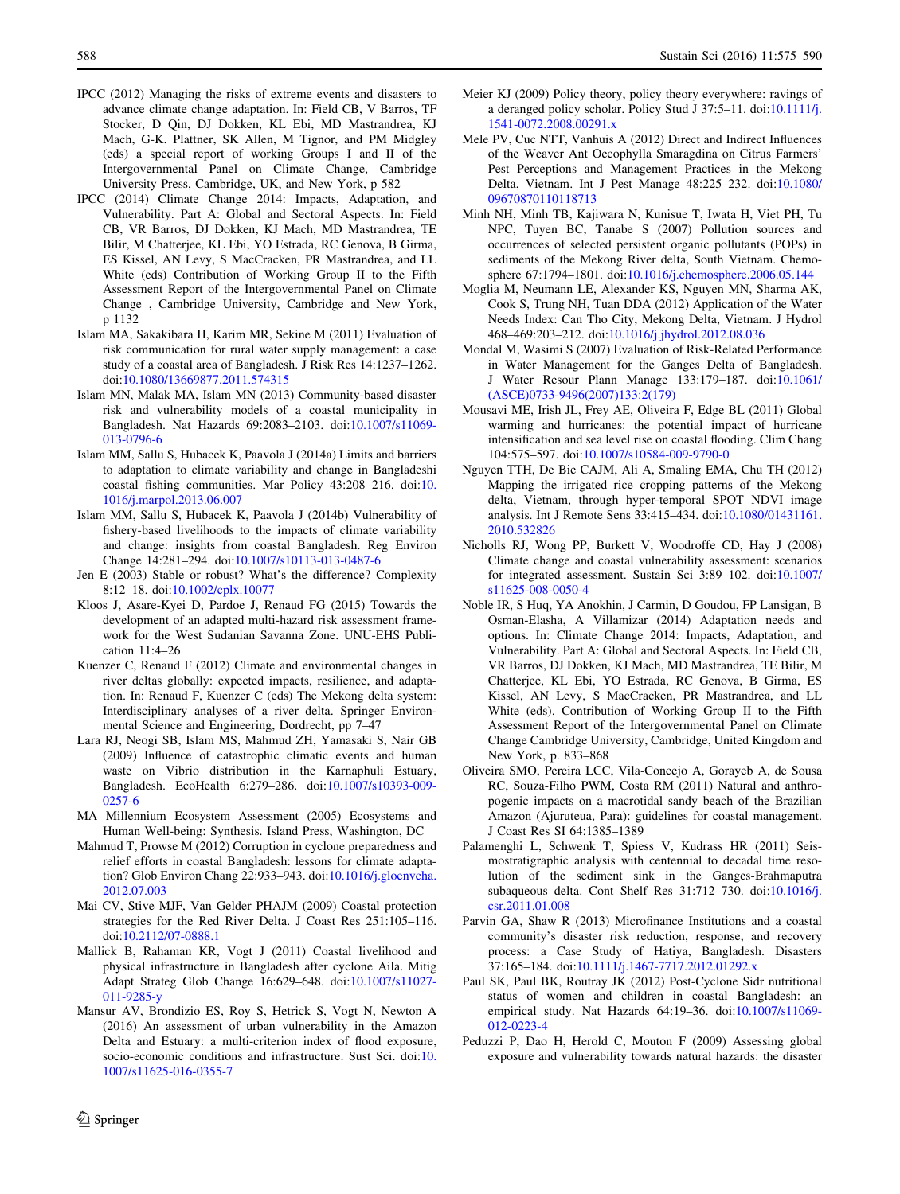IPCC (2012) Managing the risks of extreme events and disasters to advance climate change adaptation. In: Field CB, V Barros, TF Stocker, D Qin, DJ Dokken, KL Ebi, MD Mastrandrea, KJ Mach, G-K. Plattner, SK Allen, M Tignor, and PM Midgley (eds) a special report of working Groups I and II of the Intergovernmental Panel on Climate Change, Cambridge University Press, Cambridge, UK, and New York, p 582

IPCC (2014) Climate Change 2014: Impacts, Adaptation, and Vulnerability. Part A: Global and Sectoral Aspects. In: Field CB, VR Barros, DJ Dokken, KJ Mach, MD Mastrandrea, TE Bilir, M Chatterjee, KL Ebi, YO Estrada, RC Genova, B Girma, ES Kissel, AN Levy, S MacCracken, PR Mastrandrea, and LL White (eds) Contribution of Working Group II to the Fifth Assessment Report of the Intergovernmental Panel on Climate Change , Cambridge University, Cambridge and New York, p 1132

Islam MA, Sakakibara H, Karim MR, Sekine M (2011) Evaluation of risk communication for rural water supply management: a case study of a coastal area of Bangladesh. J Risk Res 14:1237–1262. doi:10.1080/13669877.2011.574315

Islam MN, Malak MA, Islam MN (2013) Community-based disaster risk and vulnerability models of a coastal municipality in Bangladesh. Nat Hazards 69:2083–2103. doi:10.1007/s11069-013-0796-6

Islam MM, Sallu S, Hubacek K, Paavola J (2014a) Limits and barriers to adaptation to climate variability and change in Bangladeshi coastal fishing communities. Mar Policy 43:208–216. doi:10.1016/j.marpol.2013.06.007

Islam MM, Sallu S, Hubacek K, Paavola J (2014b) Vulnerability of fishery-based livelihoods to the impacts of climate variability and change: insights from coastal Bangladesh. Reg Environ Change 14:281–294. doi:10.1007/s10113-013-0487-6

Jen E (2003) Stable or robust? What's the difference? Complexity 8:12–18. doi:10.1002/cplx.10077

Kloos J, Asare-Kyei D, Pardoe J, Renaud FG (2015) Towards the development of an adapted multi-hazard risk assessment framework for the West Sudanian Savanna Zone. UNU-EHS Publication 11:4–26

Kuenzer C, Renaud F (2012) Climate and environmental changes in river deltas globally: expected impacts, resilience, and adaptation. In: Renaud F, Kuenzer C (eds) The Mekong delta system: Interdisciplinary analyses of a river delta. Springer Environmental Science and Engineering, Dordrecht, pp 7–47

Lara RJ, Neogi SB, Islam MS, Mahmud ZH, Yamasaki S, Nair GB (2009) Influence of catastrophic climatic events and human waste on Vibrio distribution in the Karnaphuli Estuary, Bangladesh. EcoHealth 6:279–286. doi:10.1007/s10393-009-0257-6

MA Millennium Ecosystem Assessment (2005) Ecosystems and Human Well-being: Synthesis. Island Press, Washington, DC

Mahmud T, Prowse M (2012) Corruption in cyclone preparedness and relief efforts in coastal Bangladesh: lessons for climate adaptation? Glob Environ Chang 22:933–943. doi:10.1016/j.gloenvcha.2012.07.003

Mai CV, Stive MJF, Van Gelder PHAJM (2009) Coastal protection strategies for the Red River Delta. J Coast Res 251:105–116. doi:10.2112/07-0888.1

Mallick B, Rahaman KR, Vogt J (2011) Coastal livelihood and physical infrastructure in Bangladesh after cyclone Aila. Mitig Adapt Strateg Glob Change 16:629–648. doi:10.1007/s11027-011-9285-y

Mansur AV, Brondizio ES, Roy S, Hetrick S, Vogt N, Newton A (2016) An assessment of urban vulnerability in the Amazon Delta and Estuary: a multi-criterion index of flood exposure, socio-economic conditions and infrastructure. Sust Sci. doi:10.1007/s11625-016-0355-7

Meier KJ (2009) Policy theory, policy theory everywhere: ravings of a deranged policy scholar. Policy Stud J 37:5–11. doi:10.1111/j.1541-0072.2008.00291.x

Mele PV, Cuc NTT, Vanhuis A (2012) Direct and Indirect Influences of the Weaver Ant Oecophylla Smaragdina on Citrus Farmers' Pest Perceptions and Management Practices in the Mekong Delta, Vietnam. Int J Pest Manage 48:225–232. doi:10.1080/09670870110118713

Minh NH, Minh TB, Kajiwara N, Kunisue T, Iwata H, Viet PH, Tu NPC, Tuyen BC, Tanabe S (2007) Pollution sources and occurrences of selected persistent organic pollutants (POPs) in sediments of the Mekong River delta, South Vietnam. Chemosphere 67:1794–1801. doi:10.1016/j.chemosphere.2006.05.144

Moglia M, Neumann LE, Alexander KS, Nguyen MN, Sharma AK, Cook S, Trung NH, Tuan DDA (2012) Application of the Water Needs Index: Can Tho City, Mekong Delta, Vietnam. J Hydrol 468–469:203–212. doi:10.1016/j.jhydrol.2012.08.036

Mondal M, Wasimi S (2007) Evaluation of Risk-Related Performance in Water Management for the Ganges Delta of Bangladesh. J Water Resour Plann Manage 133:179–187. doi:10.1061/(ASCE)0733-9496(2007)133:2(179)

Mousavi ME, Irish JL, Frey AE, Oliveira F, Edge BL (2011) Global warming and hurricanes: the potential impact of hurricane intensification and sea level rise on coastal flooding. Clim Chang 104:575–597. doi:10.1007/s10584-009-9790-0

Nguyen TTH, De Bie CAJM, Ali A, Smaling EMA, Chu TH (2012) Mapping the irrigated rice cropping patterns of the Mekong delta, Vietnam, through hyper-temporal SPOT NDVI image analysis. Int J Remote Sens 33:415–434. doi:10.1080/01431161.2010.532826

Nicholls RJ, Wong PP, Burkett V, Woodroffe CD, Hay J (2008) Climate change and coastal vulnerability assessment: scenarios for integrated assessment. Sustain Sci 3:89–102. doi:10.1007/s11625-008-0050-4

Noble IR, S Huq, YA Anokhin, J Carmin, D Goudou, FP Lansigan, B Osman-Elasha, A Villamizar (2014) Adaptation needs and options. In: Climate Change 2014: Impacts, Adaptation, and Vulnerability. Part A: Global and Sectoral Aspects. In: Field CB, VR Barros, DJ Dokken, KJ Mach, MD Mastrandrea, TE Bilir, M Chatterjee, KL Ebi, YO Estrada, RC Genova, B Girma, ES Kissel, AN Levy, S MacCracken, PR Mastrandrea, and LL White (eds). Contribution of Working Group II to the Fifth Assessment Report of the Intergovernmental Panel on Climate Change Cambridge University Press, Cambridge, United Kingdom and New York, p. 833–868

Oliveira SMO, Pereira LCC, Vila-Concejo A, Gorayeb A, de Sousa RC, Souza-Filho PWM, Costa RM (2011) Natural and anthropogenic impacts on a macrotidal sandy beach of the Brazilian Amazon (Ajuruteua, Para): guidelines for coastal management. J Coast Res SI 64:1385–1389

Palamenghi L, Schwenk T, Spiess V, Kudrass HR (2011) Seismostratigraphic analysis with centennial to decadal time resolution of the sediment sink in the Ganges-Brahmaputra subaqueous delta. Cont Shelf Res 31:712–730. doi:10.1016/j.csr.2011.01.008

Parvin GA, Shaw R (2013) Microfinance Institutions and a coastal community's disaster risk reduction, response, and recovery process: a Case Study of Hatiya, Bangladesh. Disasters 37:165–184. doi:10.1111/j.1467-7717.2012.01292.x

Paul SK, Paul BK, Routray JK (2012) Post-Cyclone Sidr nutritional status of women and children in coastal Bangladesh: an empirical study. Nat Hazards 64:19–36. doi:10.1007/s11069-012-0223-4

Peduzzi P, Dao H, Herold C, Mouton F (2009) Assessing global exposure and vulnerability towards natural hazards: the disaster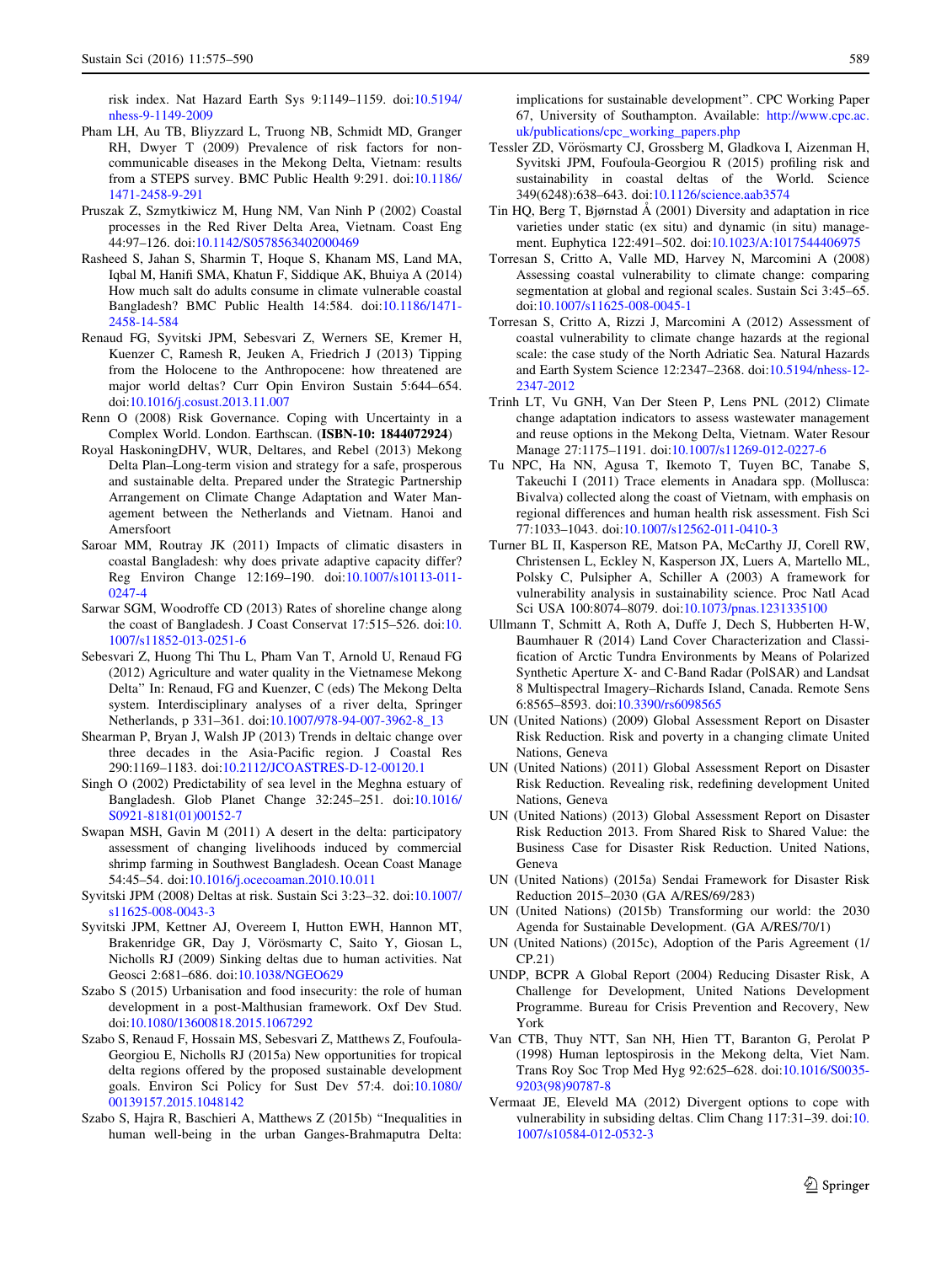risk index. Nat Hazard Earth Sys 9:1149–1159. doi:10.5194/nhess-9-1149-2009

Pham LH, Au TB, Bliyzzard L, Truong NB, Schmidt MD, Granger RH, Dwyer T (2009) Prevalence of risk factors for non-communicable diseases in the Mekong Delta, Vietnam: results from a STEPS survey. BMC Public Health 9:291. doi:10.1186/1471-2458-9-291

Pruszak Z, Szmytkiwicz M, Hung NM, Van Ninh P (2002) Coastal processes in the Red River Delta Area, Vietnam. Coast Eng 44:97–126. doi:10.1142/S0578563402000469

Rasheed S, Jahan S, Sharmin T, Hoque S, Khanam MS, Land MA, Iqbal M, Hanifi SMA, Khatun F, Siddique AK, Bhuiya A (2014) How much salt do adults consume in climate vulnerable coastal Bangladesh? BMC Public Health 14:584. doi:10.1186/1471-2458-14-584

Renaud FG, Syvitski JPM, Sebesvari Z, Werners SE, Kremer H, Kuenzer C, Ramesh R, Jeuken A, Friedrich J (2013) Tipping from the Holocene to the Anthropocene: how threatened are major world deltas? Curr Opin Environ Sustain 5:644–654. doi:10.1016/j.cosust.2013.11.007

Renn O (2008) Risk Governance. Coping with Uncertainty in a Complex World. London. Earthscan. (**ISBN-10: 1844072924**)

Royal HaskoningDHV, WUR, Deltares, and Rebel (2013) Mekong Delta Plan–Long-term vision and strategy for a safe, prosperous and sustainable delta. Prepared under the Strategic Partnership Arrangement on Climate Change Adaptation and Water Management between the Netherlands and Vietnam. Hanoi and Amersfoort

Saroar MM, Routray JK (2011) Impacts of climatic disasters in coastal Bangladesh: why does private adaptive capacity differ? Reg Environ Change 12:169–190. doi:10.1007/s10113-011-0247-4

Sarwar SGM, Woodroffe CD (2013) Rates of shoreline change along the coast of Bangladesh. J Coast Conservat 17:515–526. doi:10.1007/s11852-013-0251-6

Sebesvari Z, Huong Thi Thu L, Pham Van T, Arnold U, Renaud FG (2012) Agriculture and water quality in the Vietnamese Mekong Delta" In: Renaud, FG and Kuenzer, C (eds) The Mekong Delta system. Interdisciplinary analyses of a river delta, Springer Netherlands, p 331–361. doi:10.1007/978-94-007-3962-8_13

Shearman P, Bryan J, Walsh JP (2013) Trends in deltaic change over three decades in the Asia-Pacific region. J Coastal Res 290:1169–1183. doi:10.2112/JCOASTRES-D-12-00120.1

Singh O (2002) Predictability of sea level in the Meghna estuary of Bangladesh. Glob Planet Change 32:245–251. doi:10.1016/S0921-8181(01)00152-7

Swapan MSH, Gavin M (2011) A desert in the delta: participatory assessment of changing livelihoods induced by commercial shrimp farming in Southwest Bangladesh. Ocean Coast Manage 54:45–54. doi:10.1016/j.ocecoaman.2010.10.011

Syvitski JPM (2008) Deltas at risk. Sustain Sci 3:23–32. doi:10.1007/s11625-008-0043-3

Syvitski JPM, Kettner AJ, Overeem I, Hutton EWH, Hannon MT, Brakenridge GR, Day J, Vörösmarty C, Saito Y, Giosan L, Nicholls RJ (2009) Sinking deltas due to human activities. Nat Geosci 2:681–686. doi:10.1038/NGEO629

Szabo S (2015) Urbanisation and food insecurity: the role of human development in a post-Malthusian framework. Oxf Dev Stud. doi:10.1080/13600818.2015.1067292

Szabo S, Renaud F, Hossain MS, Sebesvari Z, Matthews Z, Foufoula-Georgiou E, Nicholls RJ (2015a) New opportunities for tropical delta regions offered by the proposed sustainable development goals. Environ Sci Policy for Sust Dev 57:4. doi:10.1080/00139157.2015.1048142

Szabo S, Hajra R, Baschieri A, Matthews Z (2015b) "Inequalities in human well-being in the urban Ganges-Brahmaputra Delta: implications for sustainable development". CPC Working Paper 67, University of Southampton. Available: http://www.cpc.ac.uk/publications/cpc_working_papers.php

Tessler ZD, Vörösmarty CJ, Grossberg M, Gladkova I, Aizenman H, Syvitski JPM, Foufoula-Georgiou R (2015) profiling risk and sustainability in coastal deltas of the World. Science 349(6248):638–643. doi:10.1126/science.aab3574

Tin HQ, Berg T, Bjørnstad Å (2001) Diversity and adaptation in rice varieties under static (ex situ) and dynamic (in situ) management. Euphytica 122:491–502. doi:10.1023/A:1017544406975

Torresan S, Critto A, Valle MD, Harvey N, Marcomini A (2008) Assessing coastal vulnerability to climate change: comparing segmentation at global and regional scales. Sustain Sci 3:45–65. doi:10.1007/s11625-008-0045-1

Torresan S, Critto A, Rizzi J, Marcomini A (2012) Assessment of coastal vulnerability to climate change hazards at the regional scale: the case study of the North Adriatic Sea. Natural Hazards and Earth System Science 12:2347–2368. doi:10.5194/nhess-12-2347-2012

Trinh LT, Vu GNH, Van Der Steen P, Lens PNL (2012) Climate change adaptation indicators to assess wastewater management and reuse options in the Mekong Delta, Vietnam. Water Resour Manage 27:1175–1191. doi:10.1007/s11269-012-0227-6

Tu NPC, Ha NN, Agusa T, Ikemoto T, Tuyen BC, Tanabe S, Takeuchi I (2011) Trace elements in Anadara spp. (Mollusca: Bivalva) collected along the coast of Vietnam, with emphasis on regional differences and human health risk assessment. Fish Sci 77:1033–1043. doi:10.1007/s12562-011-0410-3

Turner BL II, Kasperson RE, Matson PA, McCarthy JJ, Corell RW, Christensen L, Eckley N, Kasperson JX, Luers A, Martello ML, Polsky C, Pulsipher A, Schiller A (2003) A framework for vulnerability analysis in sustainability science. Proc Natl Acad Sci USA 100:8074–8079. doi:10.1073/pnas.1231335100

Ullmann T, Schmitt A, Roth A, Duffe J, Dech S, Hubberten H-W, Baumhauer R (2014) Land Cover Characterization and Classification of Arctic Tundra Environments by Means of Polarized Synthetic Aperture X- and C-Band Radar (PolSAR) and Landsat 8 Multispectral Imagery–Richards Island, Canada. Remote Sens 6:8565–8593. doi:10.3390/rs6098565

UN (United Nations) (2009) Global Assessment Report on Disaster Risk Reduction. Risk and poverty in a changing climate United Nations, Geneva

UN (United Nations) (2011) Global Assessment Report on Disaster Risk Reduction. Revealing risk, redefining development United Nations, Geneva

UN (United Nations) (2013) Global Assessment Report on Disaster Risk Reduction 2013. From Shared Risk to Shared Value: the Business Case for Disaster Risk Reduction. United Nations, Geneva

UN (United Nations) (2015a) Sendai Framework for Disaster Risk Reduction 2015–2030 (GA A/RES/69/283)

UN (United Nations) (2015b) Transforming our world: the 2030 Agenda for Sustainable Development. (GA A/RES/70/1)

UN (United Nations) (2015c), Adoption of the Paris Agreement (1/CP.21)

UNDP, BCPR A Global Report (2004) Reducing Disaster Risk, A Challenge for Development, United Nations Development Programme. Bureau for Crisis Prevention and Recovery, New York

Van CTB, Thuy NTT, San NH, Hien TT, Baranton G, Perolat P (1998) Human leptospirosis in the Mekong delta, Viet Nam. Trans Roy Soc Trop Med Hyg 92:625–628. doi:10.1016/S0035-9203(98)90787-8

Vermaat JE, Eleveld MA (2012) Divergent options to cope with vulnerability in subsiding deltas. Clim Chang 117:31–39. doi:10.1007/s10584-012-0532-3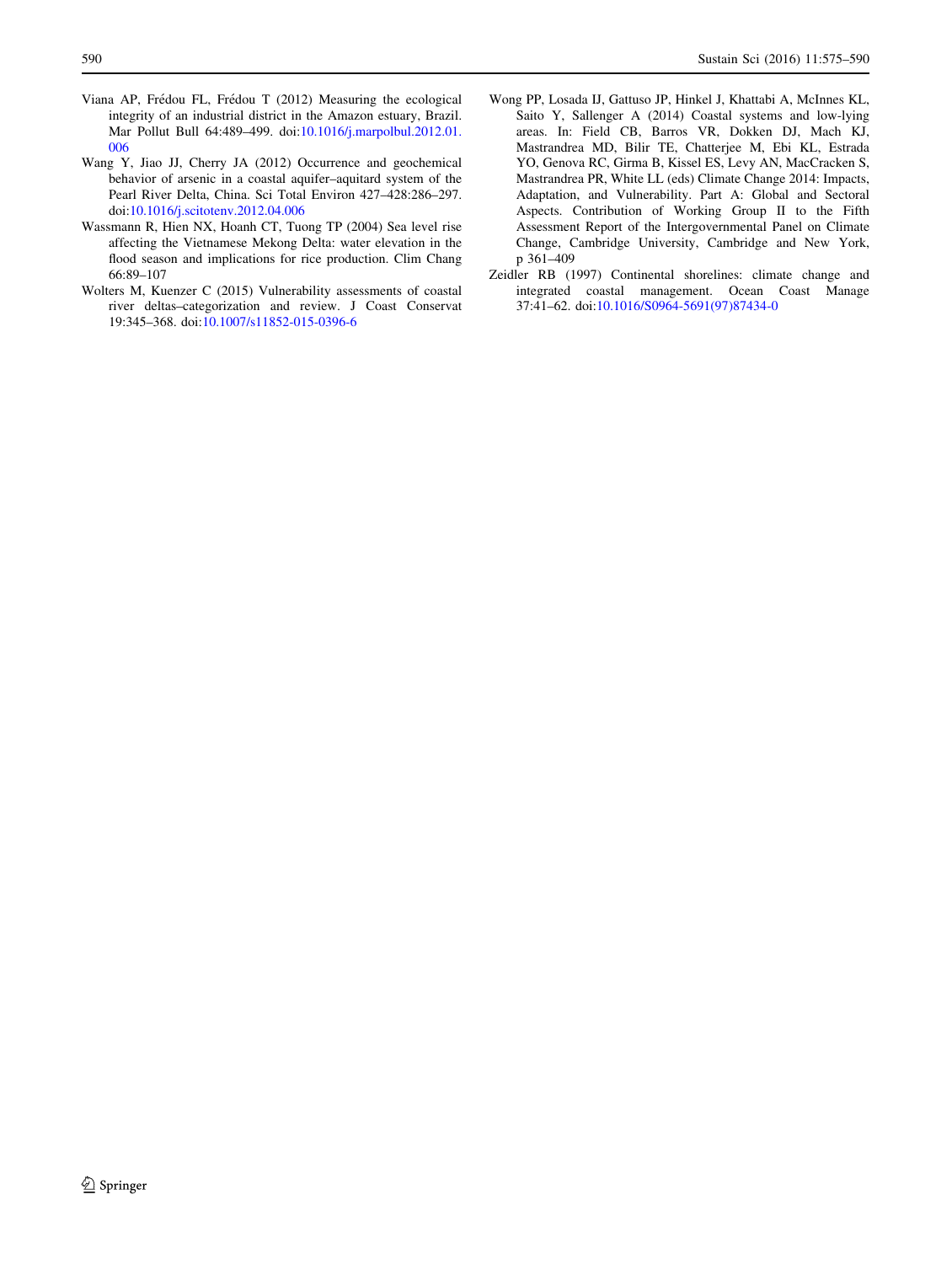Viana AP, Frédou FL, Frédou T (2012) Measuring the ecological integrity of an industrial district in the Amazon estuary, Brazil. Mar Pollut Bull 64:489–499. doi:10.1016/j.marpolbul.2012.01.006

Wang Y, Jiao JJ, Cherry JA (2012) Occurrence and geochemical behavior of arsenic in a coastal aquifer–aquitard system of the Pearl River Delta, China. Sci Total Environ 427–428:286–297. doi:10.1016/j.scitotenv.2012.04.006

Wassmann R, Hien NX, Hoanh CT, Tuong TP (2004) Sea level rise affecting the Vietnamese Mekong Delta: water elevation in the flood season and implications for rice production. Clim Chang 66:89–107

Wolters M, Kuenzer C (2015) Vulnerability assessments of coastal river deltas–categorization and review. J Coast Conservat 19:345–368. doi:10.1007/s11852-015-0396-6

Wong PP, Losada IJ, Gattuso JP, Hinkel J, Khattabi A, McInnes KL, Saito Y, Sallenger A (2014) Coastal systems and low-lying areas. In: Field CB, Barros VR, Dokken DJ, Mach KJ, Mastrandrea MD, Bilir TE, Chatterjee M, Ebi KL, Estrada YO, Genova RC, Girma B, Kissel ES, Levy AN, MacCracken S, Mastrandrea PR, White LL (eds) Climate Change 2014: Impacts, Adaptation, and Vulnerability. Part A: Global and Sectoral Aspects. Contribution of Working Group II to the Fifth Assessment Report of the Intergovernmental Panel on Climate Change, Cambridge University, Cambridge and New York, p 361–409

Zeidler RB (1997) Continental shorelines: climate change and integrated coastal management. Ocean Coast Manage 37:41–62. doi:10.1016/S0964-5691(97)87434-0